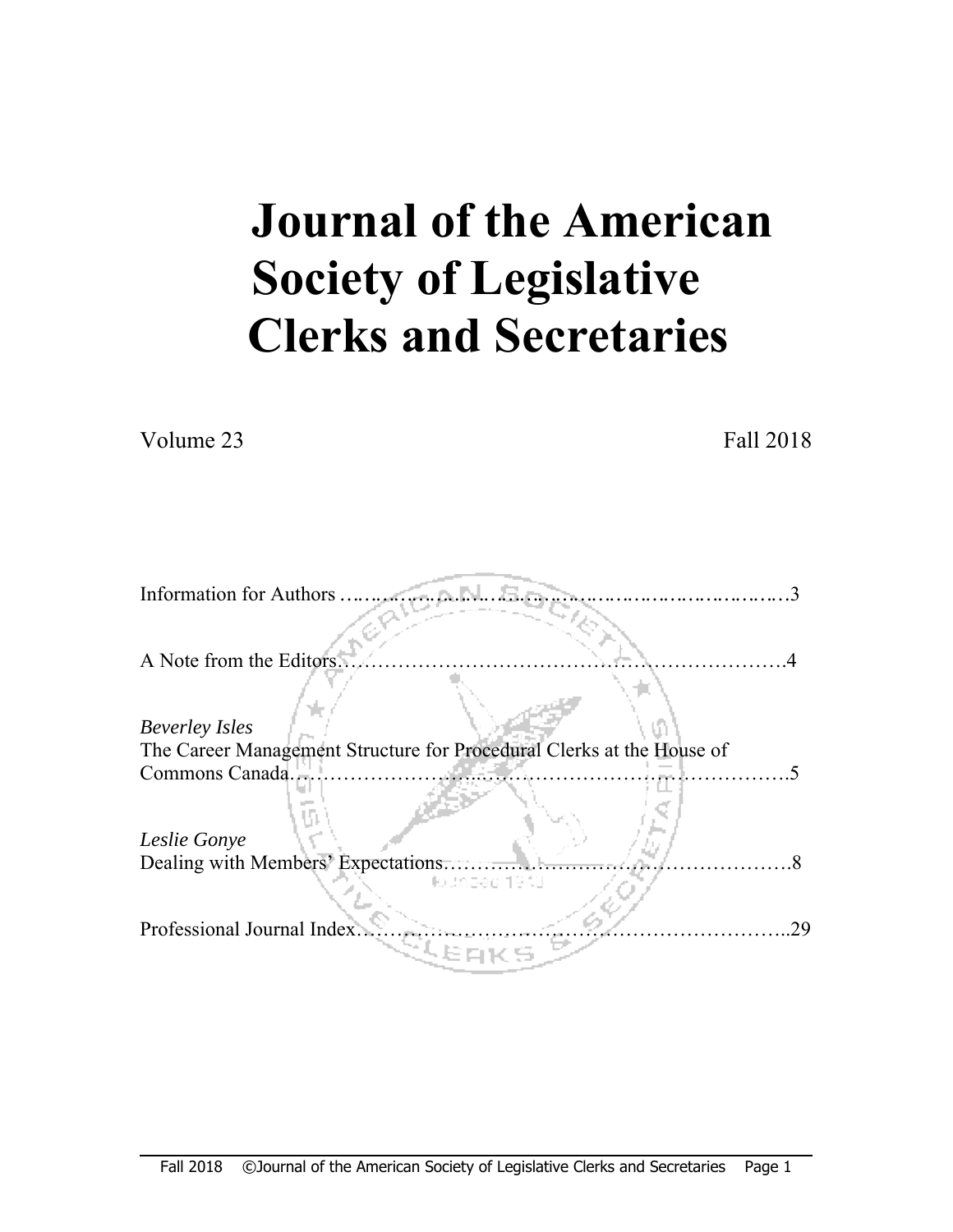# Journal of the American Society of Legislative Clerks and Secretaries

Volume 23 Fall 2018

Information for Authors ……………………………………………………………3

A Note from the Editors…………………………………………………………4

*Beverley Isles*
The Career Management Structure for Procedural Clerks at the House of Commons Canada……………………………………………………………………5

*Leslie Gonye*
Dealing with Members' Expectations…………………………………………….8

Professional Journal Index………………………………………………………..29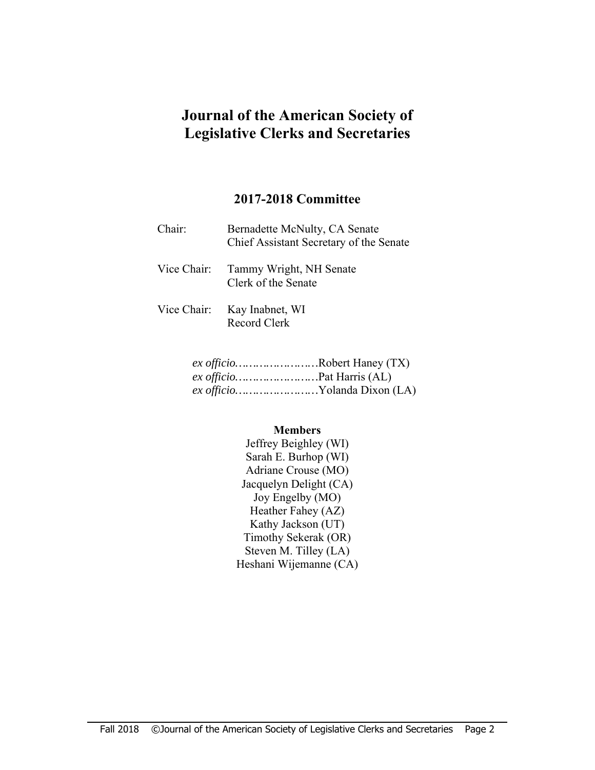# Journal of the American Society of Legislative Clerks and Secretaries

## 2017-2018 Committee

Chair: Bernadette McNulty, CA Senate
Chief Assistant Secretary of the Senate

Vice Chair: Tammy Wright, NH Senate
Clerk of the Senate

Vice Chair: Kay Inabnet, WI
Record Clerk

*ex officio*……………………Robert Haney (TX)
*ex officio*……………………Pat Harris (AL)
*ex officio*……………………Yolanda Dixon (LA)

**Members**

Jeffrey Beighley (WI)
Sarah E. Burhop (WI)
Adriane Crouse (MO)
Jacquelyn Delight (CA)
Joy Engelby (MO)
Heather Fahey (AZ)
Kathy Jackson (UT)
Timothy Sekerak (OR)
Steven M. Tilley (LA)
Heshani Wijemanne (CA)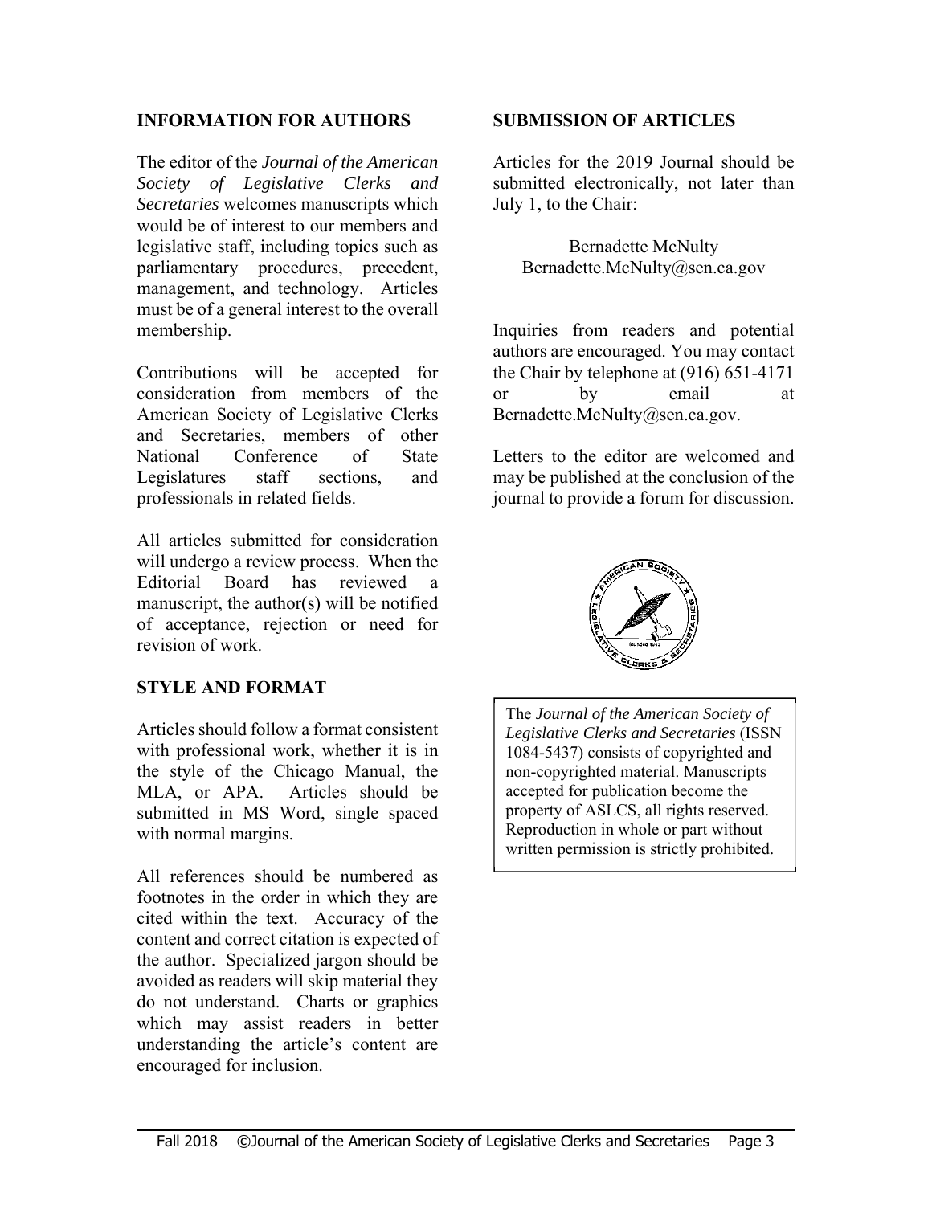## INFORMATION FOR AUTHORS

The editor of the *Journal of the American Society of Legislative Clerks and Secretaries* welcomes manuscripts which would be of interest to our members and legislative staff, including topics such as parliamentary procedures, precedent, management, and technology. Articles must be of a general interest to the overall membership.

Contributions will be accepted for consideration from members of the American Society of Legislative Clerks and Secretaries, members of other National Conference of State Legislatures staff sections, and professionals in related fields.

All articles submitted for consideration will undergo a review process. When the Editorial Board has reviewed a manuscript, the author(s) will be notified of acceptance, rejection or need for revision of work.

## STYLE AND FORMAT

Articles should follow a format consistent with professional work, whether it is in the style of the Chicago Manual, the MLA, or APA. Articles should be submitted in MS Word, single spaced with normal margins.

All references should be numbered as footnotes in the order in which they are cited within the text. Accuracy of the content and correct citation is expected of the author. Specialized jargon should be avoided as readers will skip material they do not understand. Charts or graphics which may assist readers in better understanding the article's content are encouraged for inclusion.

## SUBMISSION OF ARTICLES

Articles for the 2019 Journal should be submitted electronically, not later than July 1, to the Chair:

Bernadette McNulty
Bernadette.McNulty@sen.ca.gov

Inquiries from readers and potential authors are encouraged. You may contact the Chair by telephone at (916) 651-4171 or by email at Bernadette.McNulty@sen.ca.gov.

Letters to the editor are welcomed and may be published at the conclusion of the journal to provide a forum for discussion.

The *Journal of the American Society of Legislative Clerks and Secretaries* (ISSN 1084-5437) consists of copyrighted and non-copyrighted material. Manuscripts accepted for publication become the property of ASLCS, all rights reserved. Reproduction in whole or part without written permission is strictly prohibited.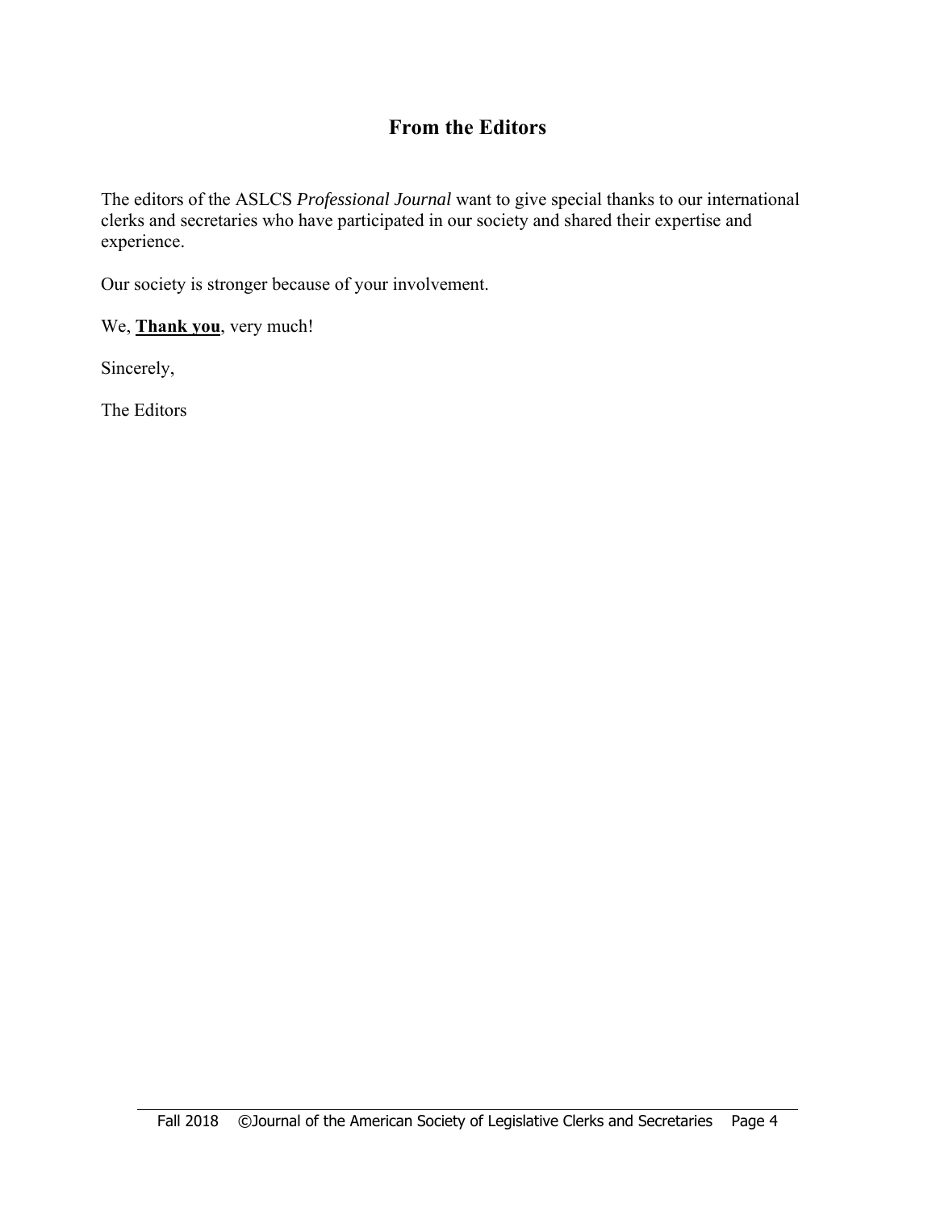## From the Editors

The editors of the ASLCS *Professional Journal* want to give special thanks to our international clerks and secretaries who have participated in our society and shared their expertise and experience.

Our society is stronger because of your involvement.

We, **Thank you**, very much!

Sincerely,

The Editors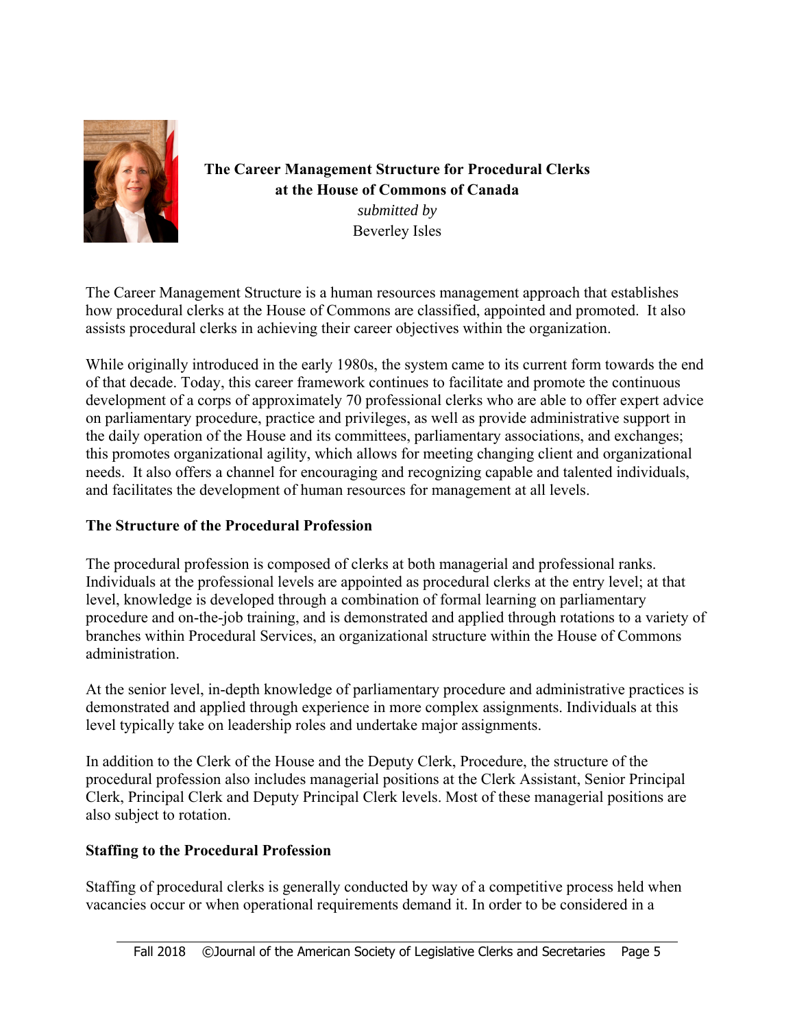**The Career Management Structure for Procedural Clerks at the House of Commons of Canada**

*submitted by*

Beverley Isles

The Career Management Structure is a human resources management approach that establishes how procedural clerks at the House of Commons are classified, appointed and promoted. It also assists procedural clerks in achieving their career objectives within the organization.

While originally introduced in the early 1980s, the system came to its current form towards the end of that decade. Today, this career framework continues to facilitate and promote the continuous development of a corps of approximately 70 professional clerks who are able to offer expert advice on parliamentary procedure, practice and privileges, as well as provide administrative support in the daily operation of the House and its committees, parliamentary associations, and exchanges; this promotes organizational agility, which allows for meeting changing client and organizational needs. It also offers a channel for encouraging and recognizing capable and talented individuals, and facilitates the development of human resources for management at all levels.

## The Structure of the Procedural Profession

The procedural profession is composed of clerks at both managerial and professional ranks. Individuals at the professional levels are appointed as procedural clerks at the entry level; at that level, knowledge is developed through a combination of formal learning on parliamentary procedure and on-the-job training, and is demonstrated and applied through rotations to a variety of branches within Procedural Services, an organizational structure within the House of Commons administration.

At the senior level, in-depth knowledge of parliamentary procedure and administrative practices is demonstrated and applied through experience in more complex assignments. Individuals at this level typically take on leadership roles and undertake major assignments.

In addition to the Clerk of the House and the Deputy Clerk, Procedure, the structure of the procedural profession also includes managerial positions at the Clerk Assistant, Senior Principal Clerk, Principal Clerk and Deputy Principal Clerk levels. Most of these managerial positions are also subject to rotation.

## Staffing to the Procedural Profession

Staffing of procedural clerks is generally conducted by way of a competitive process held when vacancies occur or when operational requirements demand it. In order to be considered in a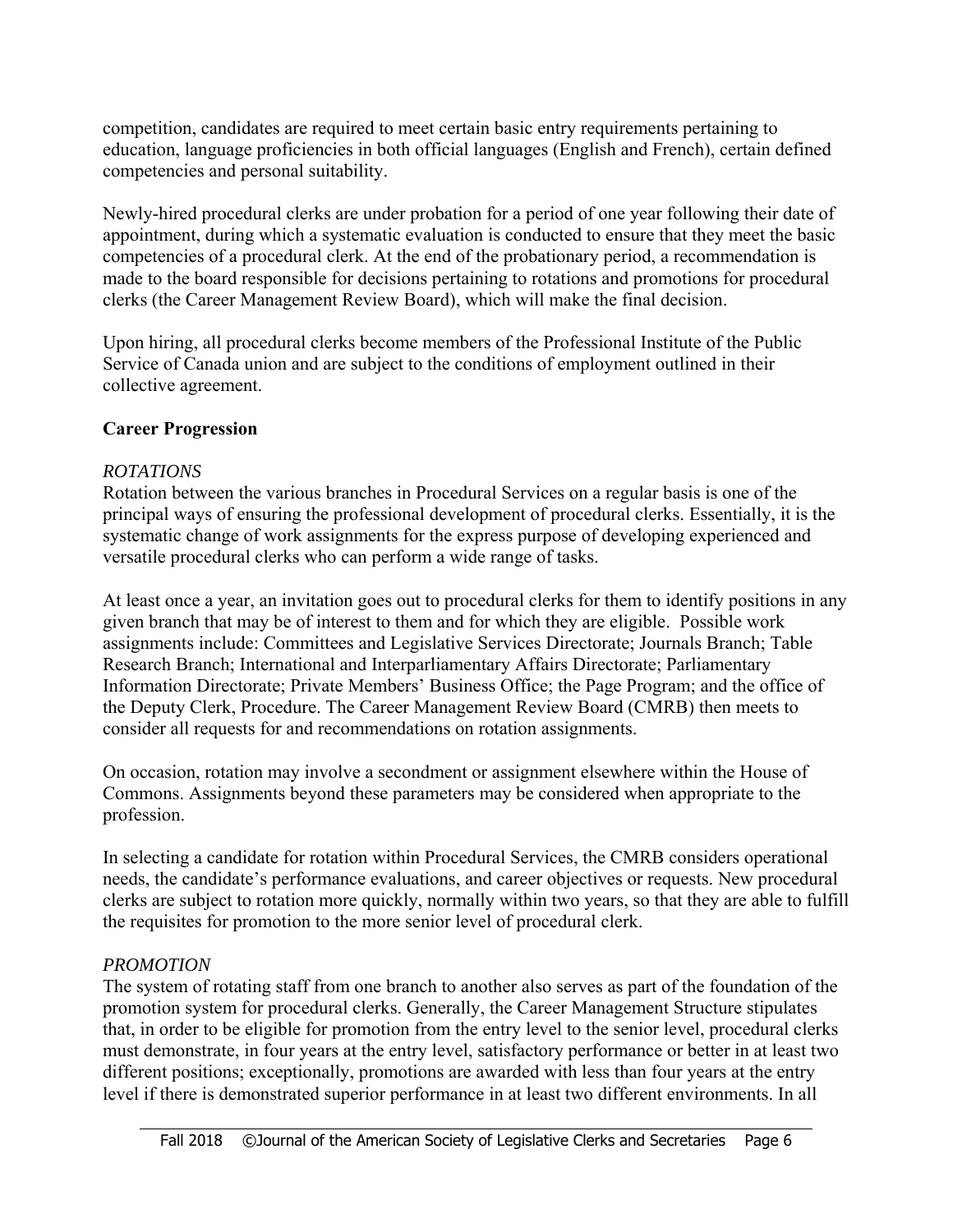competition, candidates are required to meet certain basic entry requirements pertaining to education, language proficiencies in both official languages (English and French), certain defined competencies and personal suitability.

Newly-hired procedural clerks are under probation for a period of one year following their date of appointment, during which a systematic evaluation is conducted to ensure that they meet the basic competencies of a procedural clerk. At the end of the probationary period, a recommendation is made to the board responsible for decisions pertaining to rotations and promotions for procedural clerks (the Career Management Review Board), which will make the final decision.

Upon hiring, all procedural clerks become members of the Professional Institute of the Public Service of Canada union and are subject to the conditions of employment outlined in their collective agreement.

**Career Progression**

*ROTATIONS*

Rotation between the various branches in Procedural Services on a regular basis is one of the principal ways of ensuring the professional development of procedural clerks. Essentially, it is the systematic change of work assignments for the express purpose of developing experienced and versatile procedural clerks who can perform a wide range of tasks.

At least once a year, an invitation goes out to procedural clerks for them to identify positions in any given branch that may be of interest to them and for which they are eligible. Possible work assignments include: Committees and Legislative Services Directorate; Journals Branch; Table Research Branch; International and Interparliamentary Affairs Directorate; Parliamentary Information Directorate; Private Members' Business Office; the Page Program; and the office of the Deputy Clerk, Procedure. The Career Management Review Board (CMRB) then meets to consider all requests for and recommendations on rotation assignments.

On occasion, rotation may involve a secondment or assignment elsewhere within the House of Commons. Assignments beyond these parameters may be considered when appropriate to the profession.

In selecting a candidate for rotation within Procedural Services, the CMRB considers operational needs, the candidate's performance evaluations, and career objectives or requests. New procedural clerks are subject to rotation more quickly, normally within two years, so that they are able to fulfill the requisites for promotion to the more senior level of procedural clerk.

*PROMOTION*

The system of rotating staff from one branch to another also serves as part of the foundation of the promotion system for procedural clerks. Generally, the Career Management Structure stipulates that, in order to be eligible for promotion from the entry level to the senior level, procedural clerks must demonstrate, in four years at the entry level, satisfactory performance or better in at least two different positions; exceptionally, promotions are awarded with less than four years at the entry level if there is demonstrated superior performance in at least two different environments. In all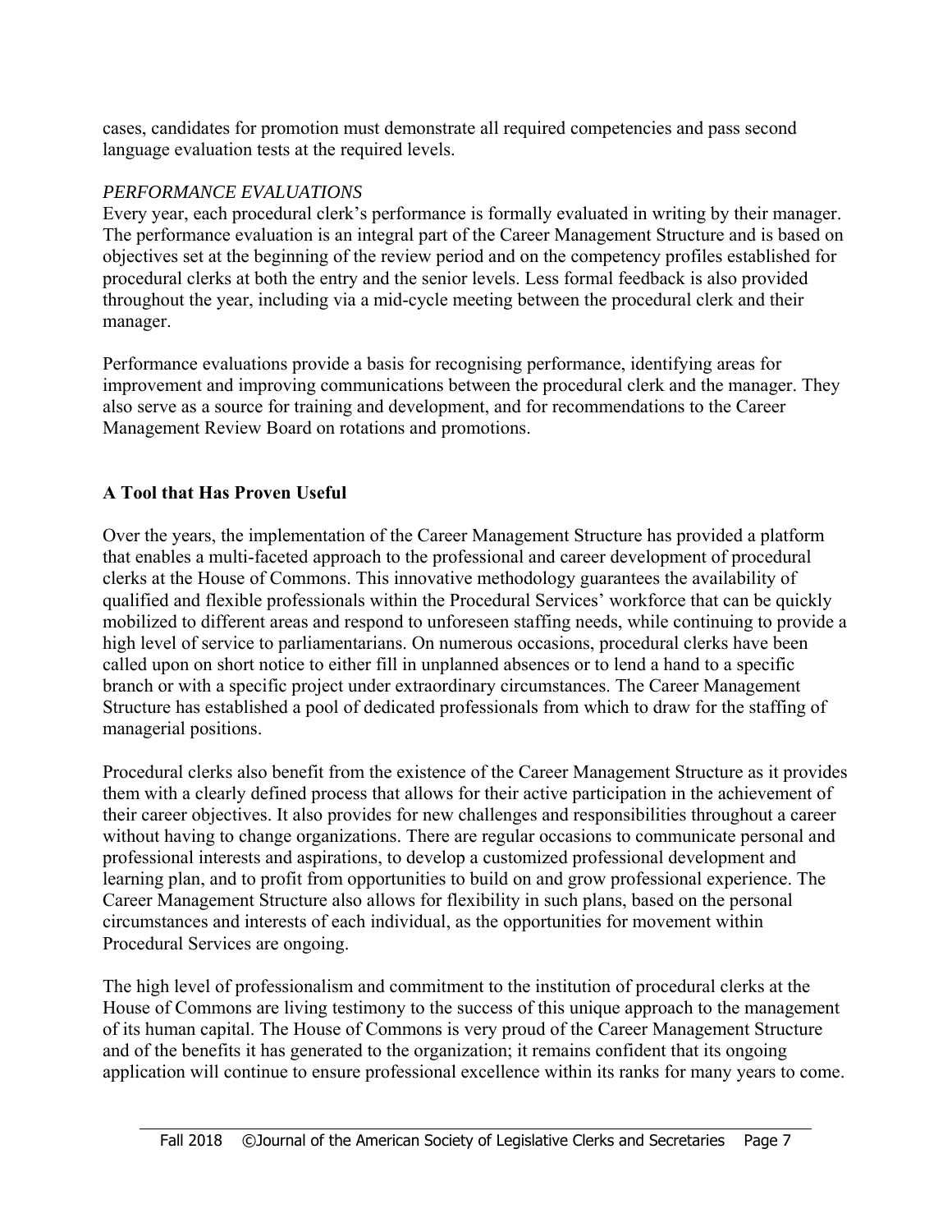cases, candidates for promotion must demonstrate all required competencies and pass second language evaluation tests at the required levels.

*PERFORMANCE EVALUATIONS*

Every year, each procedural clerk's performance is formally evaluated in writing by their manager. The performance evaluation is an integral part of the Career Management Structure and is based on objectives set at the beginning of the review period and on the competency profiles established for procedural clerks at both the entry and the senior levels. Less formal feedback is also provided throughout the year, including via a mid-cycle meeting between the procedural clerk and their manager.

Performance evaluations provide a basis for recognising performance, identifying areas for improvement and improving communications between the procedural clerk and the manager. They also serve as a source for training and development, and for recommendations to the Career Management Review Board on rotations and promotions.

## A Tool that Has Proven Useful

Over the years, the implementation of the Career Management Structure has provided a platform that enables a multi-faceted approach to the professional and career development of procedural clerks at the House of Commons. This innovative methodology guarantees the availability of qualified and flexible professionals within the Procedural Services' workforce that can be quickly mobilized to different areas and respond to unforeseen staffing needs, while continuing to provide a high level of service to parliamentarians. On numerous occasions, procedural clerks have been called upon on short notice to either fill in unplanned absences or to lend a hand to a specific branch or with a specific project under extraordinary circumstances. The Career Management Structure has established a pool of dedicated professionals from which to draw for the staffing of managerial positions.

Procedural clerks also benefit from the existence of the Career Management Structure as it provides them with a clearly defined process that allows for their active participation in the achievement of their career objectives. It also provides for new challenges and responsibilities throughout a career without having to change organizations. There are regular occasions to communicate personal and professional interests and aspirations, to develop a customized professional development and learning plan, and to profit from opportunities to build on and grow professional experience. The Career Management Structure also allows for flexibility in such plans, based on the personal circumstances and interests of each individual, as the opportunities for movement within Procedural Services are ongoing.

The high level of professionalism and commitment to the institution of procedural clerks at the House of Commons are living testimony to the success of this unique approach to the management of its human capital. The House of Commons is very proud of the Career Management Structure and of the benefits it has generated to the organization; it remains confident that its ongoing application will continue to ensure professional excellence within its ranks for many years to come.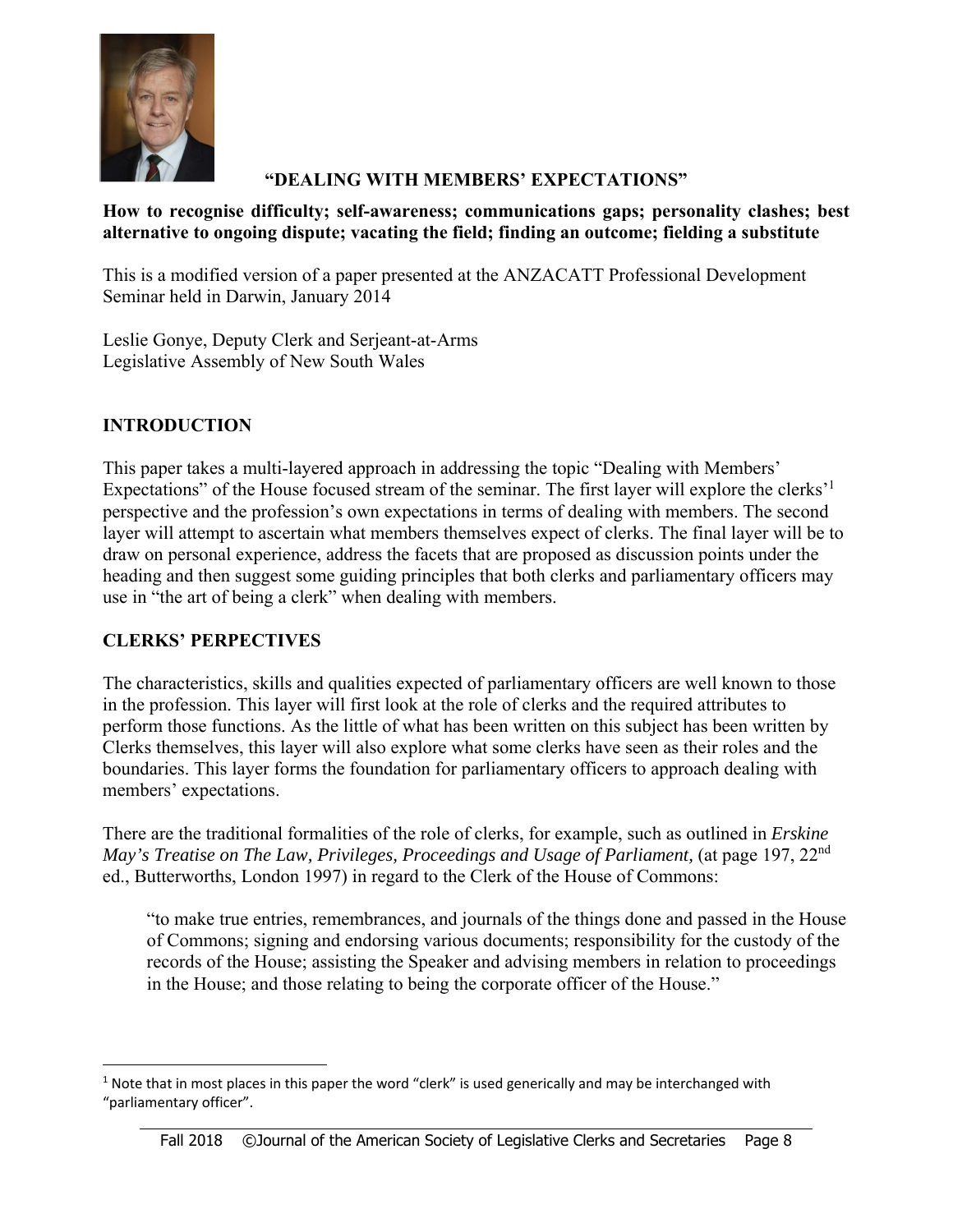## "DEALING WITH MEMBERS' EXPECTATIONS"

**How to recognise difficulty; self-awareness; communications gaps; personality clashes; best alternative to ongoing dispute; vacating the field; finding an outcome; fielding a substitute**

This is a modified version of a paper presented at the ANZACATT Professional Development Seminar held in Darwin, January 2014

Leslie Gonye, Deputy Clerk and Serjeant-at-Arms
Legislative Assembly of New South Wales

### INTRODUCTION

This paper takes a multi-layered approach in addressing the topic "Dealing with Members' Expectations" of the House focused stream of the seminar. The first layer will explore the clerks'[1] perspective and the profession's own expectations in terms of dealing with members. The second layer will attempt to ascertain what members themselves expect of clerks. The final layer will be to draw on personal experience, address the facets that are proposed as discussion points under the heading and then suggest some guiding principles that both clerks and parliamentary officers may use in "the art of being a clerk" when dealing with members.

### CLERKS' PERPECTIVES

The characteristics, skills and qualities expected of parliamentary officers are well known to those in the profession. This layer will first look at the role of clerks and the required attributes to perform those functions. As the little of what has been written on this subject has been written by Clerks themselves, this layer will also explore what some clerks have seen as their roles and the boundaries. This layer forms the foundation for parliamentary officers to approach dealing with members' expectations.

There are the traditional formalities of the role of clerks, for example, such as outlined in *Erskine May's Treatise on The Law, Privileges, Proceedings and Usage of Parliament,* (at page 197, 22nd ed., Butterworths, London 1997) in regard to the Clerk of the House of Commons:

> "to make true entries, remembrances, and journals of the things done and passed in the House of Commons; signing and endorsing various documents; responsibility for the custody of the records of the House; assisting the Speaker and advising members in relation to proceedings in the House; and those relating to being the corporate officer of the House."

[1] Note that in most places in this paper the word "clerk" is used generically and may be interchanged with "parliamentary officer".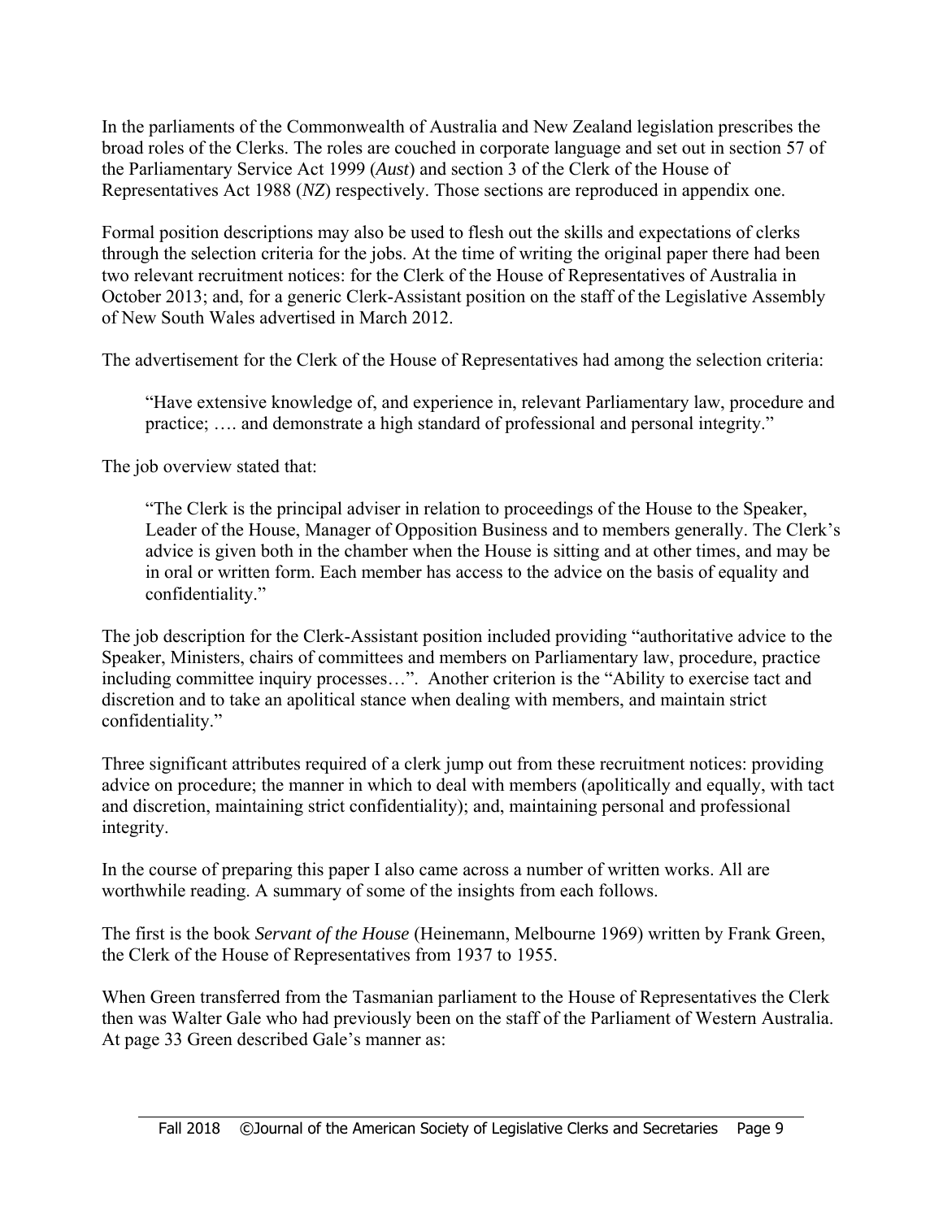In the parliaments of the Commonwealth of Australia and New Zealand legislation prescribes the broad roles of the Clerks. The roles are couched in corporate language and set out in section 57 of the Parliamentary Service Act 1999 (*Aust*) and section 3 of the Clerk of the House of Representatives Act 1988 (*NZ*) respectively. Those sections are reproduced in appendix one.

Formal position descriptions may also be used to flesh out the skills and expectations of clerks through the selection criteria for the jobs. At the time of writing the original paper there had been two relevant recruitment notices: for the Clerk of the House of Representatives of Australia in October 2013; and, for a generic Clerk-Assistant position on the staff of the Legislative Assembly of New South Wales advertised in March 2012.

The advertisement for the Clerk of the House of Representatives had among the selection criteria:

> "Have extensive knowledge of, and experience in, relevant Parliamentary law, procedure and practice; …. and demonstrate a high standard of professional and personal integrity."

The job overview stated that:

> "The Clerk is the principal adviser in relation to proceedings of the House to the Speaker, Leader of the House, Manager of Opposition Business and to members generally. The Clerk's advice is given both in the chamber when the House is sitting and at other times, and may be in oral or written form. Each member has access to the advice on the basis of equality and confidentiality."

The job description for the Clerk-Assistant position included providing "authoritative advice to the Speaker, Ministers, chairs of committees and members on Parliamentary law, procedure, practice including committee inquiry processes…". Another criterion is the "Ability to exercise tact and discretion and to take an apolitical stance when dealing with members, and maintain strict confidentiality."

Three significant attributes required of a clerk jump out from these recruitment notices: providing advice on procedure; the manner in which to deal with members (apolitically and equally, with tact and discretion, maintaining strict confidentiality); and, maintaining personal and professional integrity.

In the course of preparing this paper I also came across a number of written works. All are worthwhile reading. A summary of some of the insights from each follows.

The first is the book *Servant of the House* (Heinemann, Melbourne 1969) written by Frank Green, the Clerk of the House of Representatives from 1937 to 1955.

When Green transferred from the Tasmanian parliament to the House of Representatives the Clerk then was Walter Gale who had previously been on the staff of the Parliament of Western Australia. At page 33 Green described Gale's manner as: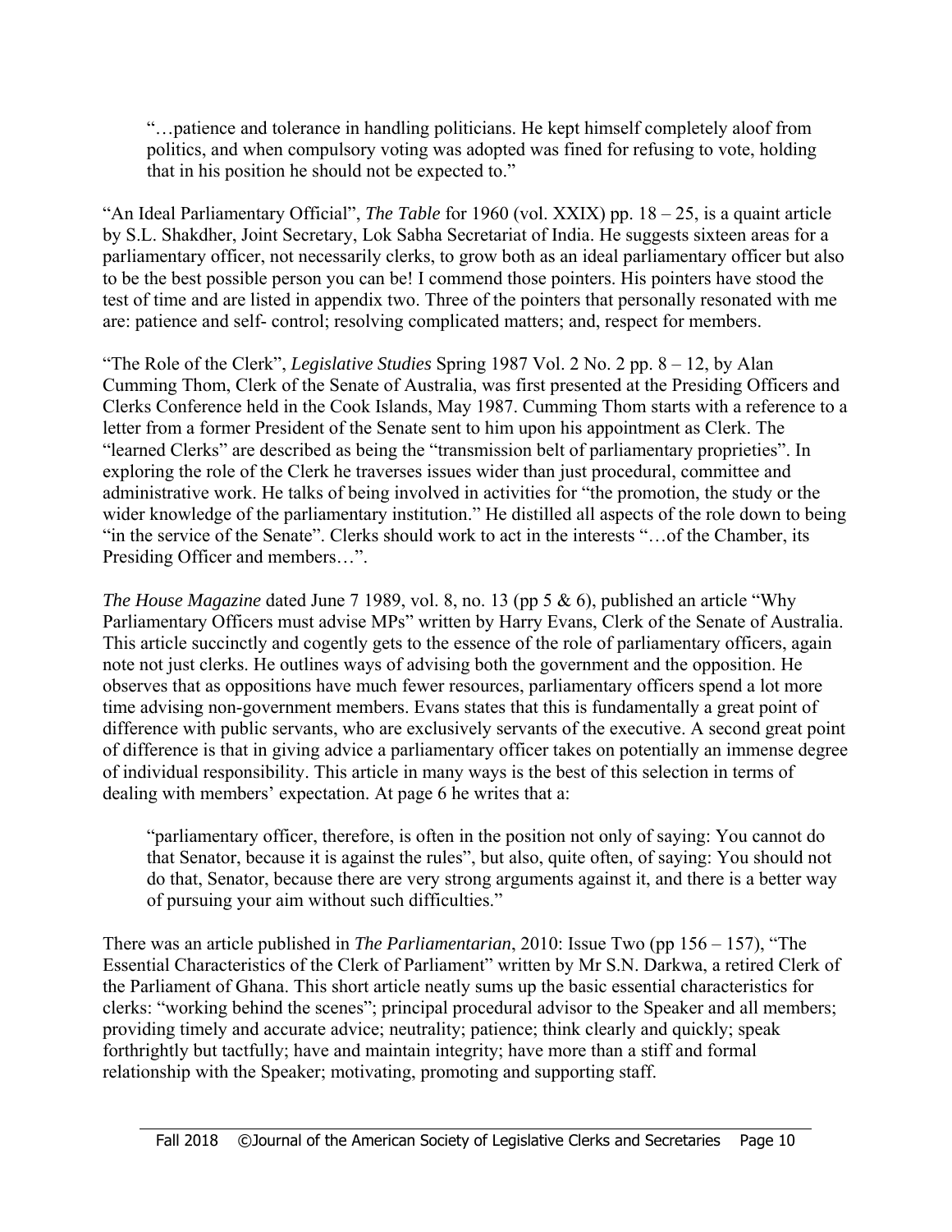> "…patience and tolerance in handling politicians. He kept himself completely aloof from politics, and when compulsory voting was adopted was fined for refusing to vote, holding that in his position he should not be expected to."

"An Ideal Parliamentary Official", *The Table* for 1960 (vol. XXIX) pp. 18 – 25, is a quaint article by S.L. Shakdher, Joint Secretary, Lok Sabha Secretariat of India. He suggests sixteen areas for a parliamentary officer, not necessarily clerks, to grow both as an ideal parliamentary officer but also to be the best possible person you can be! I commend those pointers. His pointers have stood the test of time and are listed in appendix two. Three of the pointers that personally resonated with me are: patience and self- control; resolving complicated matters; and, respect for members.

"The Role of the Clerk", *Legislative Studies* Spring 1987 Vol. 2 No. 2 pp. 8 – 12, by Alan Cumming Thom, Clerk of the Senate of Australia, was first presented at the Presiding Officers and Clerks Conference held in the Cook Islands, May 1987. Cumming Thom starts with a reference to a letter from a former President of the Senate sent to him upon his appointment as Clerk. The "learned Clerks" are described as being the "transmission belt of parliamentary proprieties". In exploring the role of the Clerk he traverses issues wider than just procedural, committee and administrative work. He talks of being involved in activities for "the promotion, the study or the wider knowledge of the parliamentary institution." He distilled all aspects of the role down to being "in the service of the Senate". Clerks should work to act in the interests "…of the Chamber, its Presiding Officer and members…".

*The House Magazine* dated June 7 1989, vol. 8, no. 13 (pp 5 & 6), published an article "Why Parliamentary Officers must advise MPs" written by Harry Evans, Clerk of the Senate of Australia. This article succinctly and cogently gets to the essence of the role of parliamentary officers, again note not just clerks. He outlines ways of advising both the government and the opposition. He observes that as oppositions have much fewer resources, parliamentary officers spend a lot more time advising non-government members. Evans states that this is fundamentally a great point of difference with public servants, who are exclusively servants of the executive. A second great point of difference is that in giving advice a parliamentary officer takes on potentially an immense degree of individual responsibility. This article in many ways is the best of this selection in terms of dealing with members' expectation. At page 6 he writes that a:

> "parliamentary officer, therefore, is often in the position not only of saying: You cannot do that Senator, because it is against the rules", but also, quite often, of saying: You should not do that, Senator, because there are very strong arguments against it, and there is a better way of pursuing your aim without such difficulties."

There was an article published in *The Parliamentarian*, 2010: Issue Two (pp 156 – 157), "The Essential Characteristics of the Clerk of Parliament" written by Mr S.N. Darkwa, a retired Clerk of the Parliament of Ghana. This short article neatly sums up the basic essential characteristics for clerks: "working behind the scenes"; principal procedural advisor to the Speaker and all members; providing timely and accurate advice; neutrality; patience; think clearly and quickly; speak forthrightly but tactfully; have and maintain integrity; have more than a stiff and formal relationship with the Speaker; motivating, promoting and supporting staff.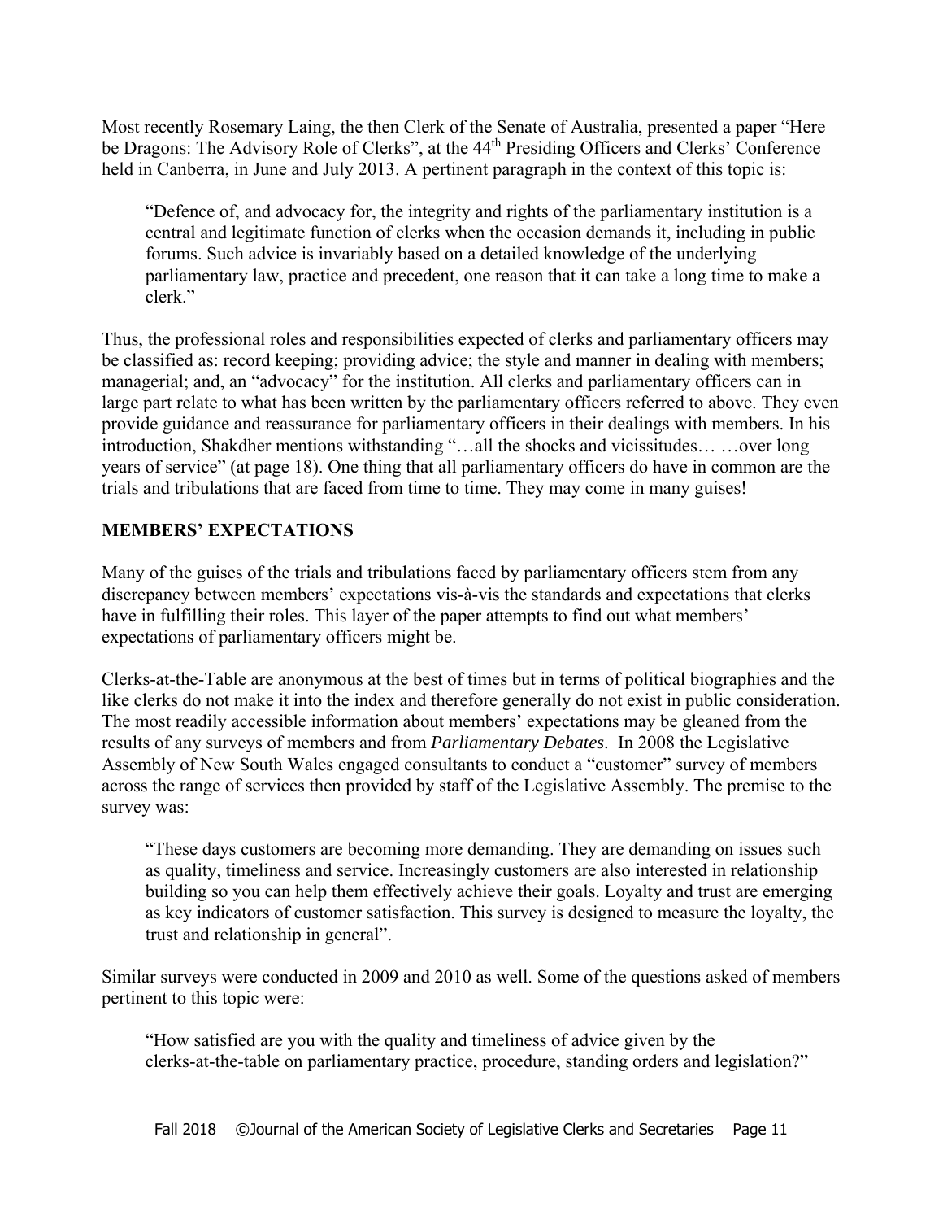Most recently Rosemary Laing, the then Clerk of the Senate of Australia, presented a paper "Here be Dragons: The Advisory Role of Clerks", at the 44th Presiding Officers and Clerks' Conference held in Canberra, in June and July 2013. A pertinent paragraph in the context of this topic is:

> "Defence of, and advocacy for, the integrity and rights of the parliamentary institution is a central and legitimate function of clerks when the occasion demands it, including in public forums. Such advice is invariably based on a detailed knowledge of the underlying parliamentary law, practice and precedent, one reason that it can take a long time to make a clerk."

Thus, the professional roles and responsibilities expected of clerks and parliamentary officers may be classified as: record keeping; providing advice; the style and manner in dealing with members; managerial; and, an "advocacy" for the institution. All clerks and parliamentary officers can in large part relate to what has been written by the parliamentary officers referred to above. They even provide guidance and reassurance for parliamentary officers in their dealings with members. In his introduction, Shakdher mentions withstanding "…all the shocks and vicissitudes… …over long years of service" (at page 18). One thing that all parliamentary officers do have in common are the trials and tribulations that are faced from time to time. They may come in many guises!

## MEMBERS' EXPECTATIONS

Many of the guises of the trials and tribulations faced by parliamentary officers stem from any discrepancy between members' expectations vis-à-vis the standards and expectations that clerks have in fulfilling their roles. This layer of the paper attempts to find out what members' expectations of parliamentary officers might be.

Clerks-at-the-Table are anonymous at the best of times but in terms of political biographies and the like clerks do not make it into the index and therefore generally do not exist in public consideration. The most readily accessible information about members' expectations may be gleaned from the results of any surveys of members and from *Parliamentary Debates*. In 2008 the Legislative Assembly of New South Wales engaged consultants to conduct a "customer" survey of members across the range of services then provided by staff of the Legislative Assembly. The premise to the survey was:

> "These days customers are becoming more demanding. They are demanding on issues such as quality, timeliness and service. Increasingly customers are also interested in relationship building so you can help them effectively achieve their goals. Loyalty and trust are emerging as key indicators of customer satisfaction. This survey is designed to measure the loyalty, the trust and relationship in general".

Similar surveys were conducted in 2009 and 2010 as well. Some of the questions asked of members pertinent to this topic were:

> "How satisfied are you with the quality and timeliness of advice given by the clerks-at-the-table on parliamentary practice, procedure, standing orders and legislation?"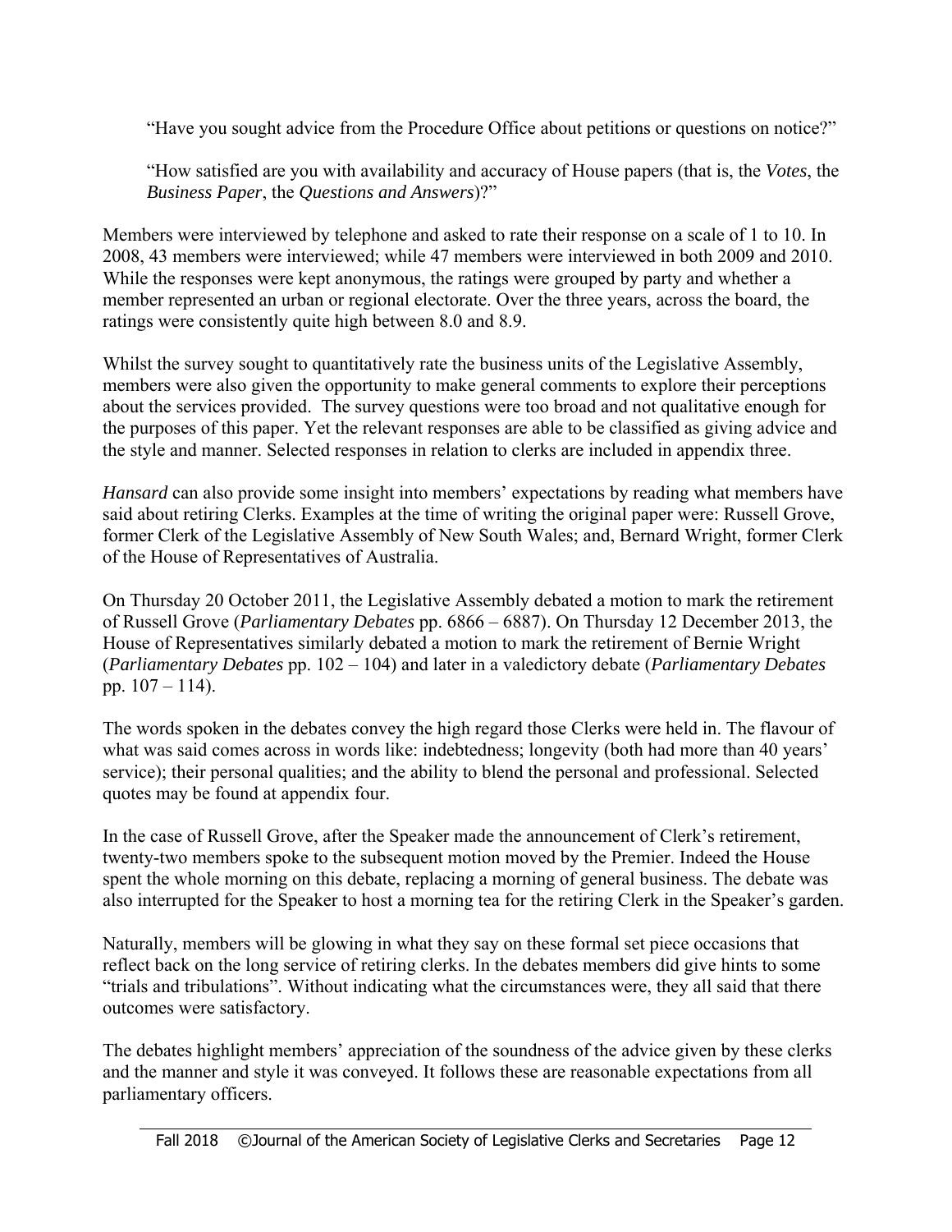> "Have you sought advice from the Procedure Office about petitions or questions on notice?"
>
> "How satisfied are you with availability and accuracy of House papers (that is, the *Votes*, the *Business Paper*, the *Questions and Answers*)?"

Members were interviewed by telephone and asked to rate their response on a scale of 1 to 10. In 2008, 43 members were interviewed; while 47 members were interviewed in both 2009 and 2010. While the responses were kept anonymous, the ratings were grouped by party and whether a member represented an urban or regional electorate. Over the three years, across the board, the ratings were consistently quite high between 8.0 and 8.9.

Whilst the survey sought to quantitatively rate the business units of the Legislative Assembly, members were also given the opportunity to make general comments to explore their perceptions about the services provided. The survey questions were too broad and not qualitative enough for the purposes of this paper. Yet the relevant responses are able to be classified as giving advice and the style and manner. Selected responses in relation to clerks are included in appendix three.

*Hansard* can also provide some insight into members' expectations by reading what members have said about retiring Clerks. Examples at the time of writing the original paper were: Russell Grove, former Clerk of the Legislative Assembly of New South Wales; and, Bernard Wright, former Clerk of the House of Representatives of Australia.

On Thursday 20 October 2011, the Legislative Assembly debated a motion to mark the retirement of Russell Grove (*Parliamentary Debates* pp. 6866 – 6887). On Thursday 12 December 2013, the House of Representatives similarly debated a motion to mark the retirement of Bernie Wright (*Parliamentary Debates* pp. 102 – 104) and later in a valedictory debate (*Parliamentary Debates* pp. 107 – 114).

The words spoken in the debates convey the high regard those Clerks were held in. The flavour of what was said comes across in words like: indebtedness; longevity (both had more than 40 years' service); their personal qualities; and the ability to blend the personal and professional. Selected quotes may be found at appendix four.

In the case of Russell Grove, after the Speaker made the announcement of Clerk's retirement, twenty-two members spoke to the subsequent motion moved by the Premier. Indeed the House spent the whole morning on this debate, replacing a morning of general business. The debate was also interrupted for the Speaker to host a morning tea for the retiring Clerk in the Speaker's garden.

Naturally, members will be glowing in what they say on these formal set piece occasions that reflect back on the long service of retiring clerks. In the debates members did give hints to some "trials and tribulations". Without indicating what the circumstances were, they all said that there outcomes were satisfactory.

The debates highlight members' appreciation of the soundness of the advice given by these clerks and the manner and style it was conveyed. It follows these are reasonable expectations from all parliamentary officers.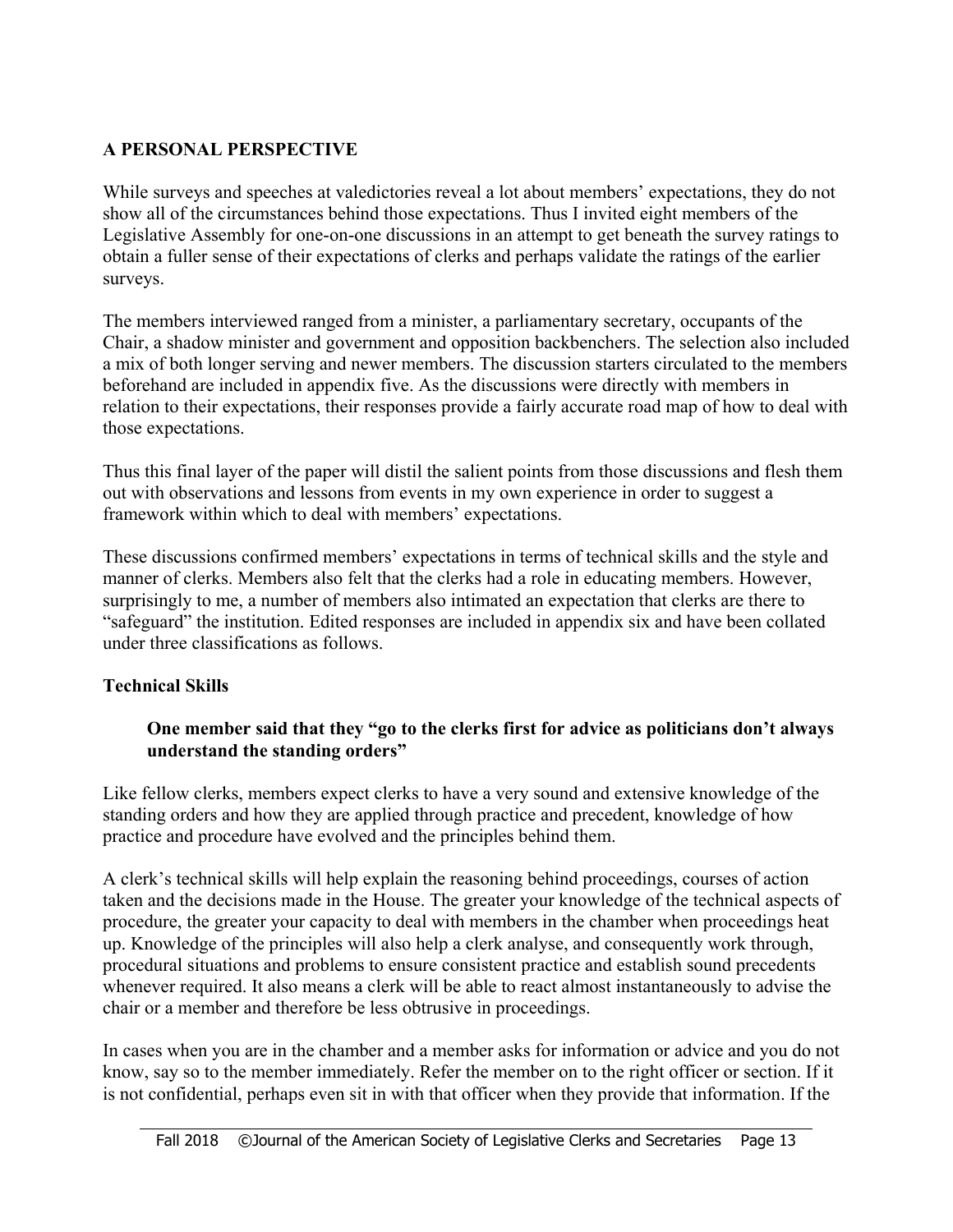## A PERSONAL PERSPECTIVE

While surveys and speeches at valedictories reveal a lot about members' expectations, they do not show all of the circumstances behind those expectations. Thus I invited eight members of the Legislative Assembly for one-on-one discussions in an attempt to get beneath the survey ratings to obtain a fuller sense of their expectations of clerks and perhaps validate the ratings of the earlier surveys.

The members interviewed ranged from a minister, a parliamentary secretary, occupants of the Chair, a shadow minister and government and opposition backbenchers. The selection also included a mix of both longer serving and newer members. The discussion starters circulated to the members beforehand are included in appendix five. As the discussions were directly with members in relation to their expectations, their responses provide a fairly accurate road map of how to deal with those expectations.

Thus this final layer of the paper will distil the salient points from those discussions and flesh them out with observations and lessons from events in my own experience in order to suggest a framework within which to deal with members' expectations.

These discussions confirmed members' expectations in terms of technical skills and the style and manner of clerks. Members also felt that the clerks had a role in educating members. However, surprisingly to me, a number of members also intimated an expectation that clerks are there to "safeguard" the institution. Edited responses are included in appendix six and have been collated under three classifications as follows.

### Technical Skills

> **One member said that they "go to the clerks first for advice as politicians don't always understand the standing orders"**

Like fellow clerks, members expect clerks to have a very sound and extensive knowledge of the standing orders and how they are applied through practice and precedent, knowledge of how practice and procedure have evolved and the principles behind them.

A clerk's technical skills will help explain the reasoning behind proceedings, courses of action taken and the decisions made in the House. The greater your knowledge of the technical aspects of procedure, the greater your capacity to deal with members in the chamber when proceedings heat up. Knowledge of the principles will also help a clerk analyse, and consequently work through, procedural situations and problems to ensure consistent practice and establish sound precedents whenever required. It also means a clerk will be able to react almost instantaneously to advise the chair or a member and therefore be less obtrusive in proceedings.

In cases when you are in the chamber and a member asks for information or advice and you do not know, say so to the member immediately. Refer the member on to the right officer or section. If it is not confidential, perhaps even sit in with that officer when they provide that information. If the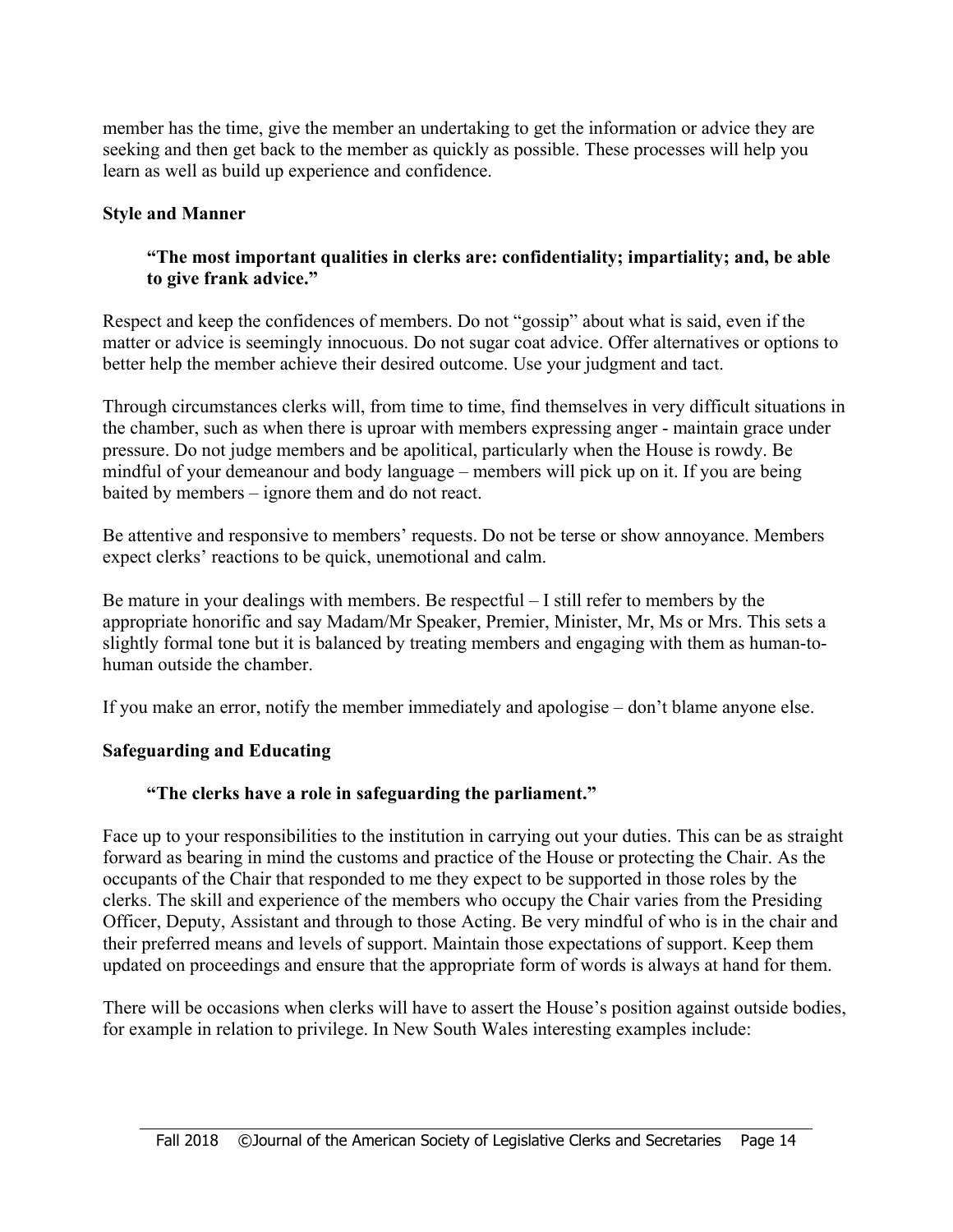member has the time, give the member an undertaking to get the information or advice they are seeking and then get back to the member as quickly as possible. These processes will help you learn as well as build up experience and confidence.

**Style and Manner**

> **"The most important qualities in clerks are: confidentiality; impartiality; and, be able to give frank advice."**

Respect and keep the confidences of members. Do not "gossip" about what is said, even if the matter or advice is seemingly innocuous. Do not sugar coat advice. Offer alternatives or options to better help the member achieve their desired outcome. Use your judgment and tact.

Through circumstances clerks will, from time to time, find themselves in very difficult situations in the chamber, such as when there is uproar with members expressing anger - maintain grace under pressure. Do not judge members and be apolitical, particularly when the House is rowdy. Be mindful of your demeanour and body language – members will pick up on it. If you are being baited by members – ignore them and do not react.

Be attentive and responsive to members' requests. Do not be terse or show annoyance. Members expect clerks' reactions to be quick, unemotional and calm.

Be mature in your dealings with members. Be respectful – I still refer to members by the appropriate honorific and say Madam/Mr Speaker, Premier, Minister, Mr, Ms or Mrs. This sets a slightly formal tone but it is balanced by treating members and engaging with them as human-to-human outside the chamber.

If you make an error, notify the member immediately and apologise – don't blame anyone else.

**Safeguarding and Educating**

> **"The clerks have a role in safeguarding the parliament."**

Face up to your responsibilities to the institution in carrying out your duties. This can be as straight forward as bearing in mind the customs and practice of the House or protecting the Chair. As the occupants of the Chair that responded to me they expect to be supported in those roles by the clerks. The skill and experience of the members who occupy the Chair varies from the Presiding Officer, Deputy, Assistant and through to those Acting. Be very mindful of who is in the chair and their preferred means and levels of support. Maintain those expectations of support. Keep them updated on proceedings and ensure that the appropriate form of words is always at hand for them.

There will be occasions when clerks will have to assert the House's position against outside bodies, for example in relation to privilege. In New South Wales interesting examples include: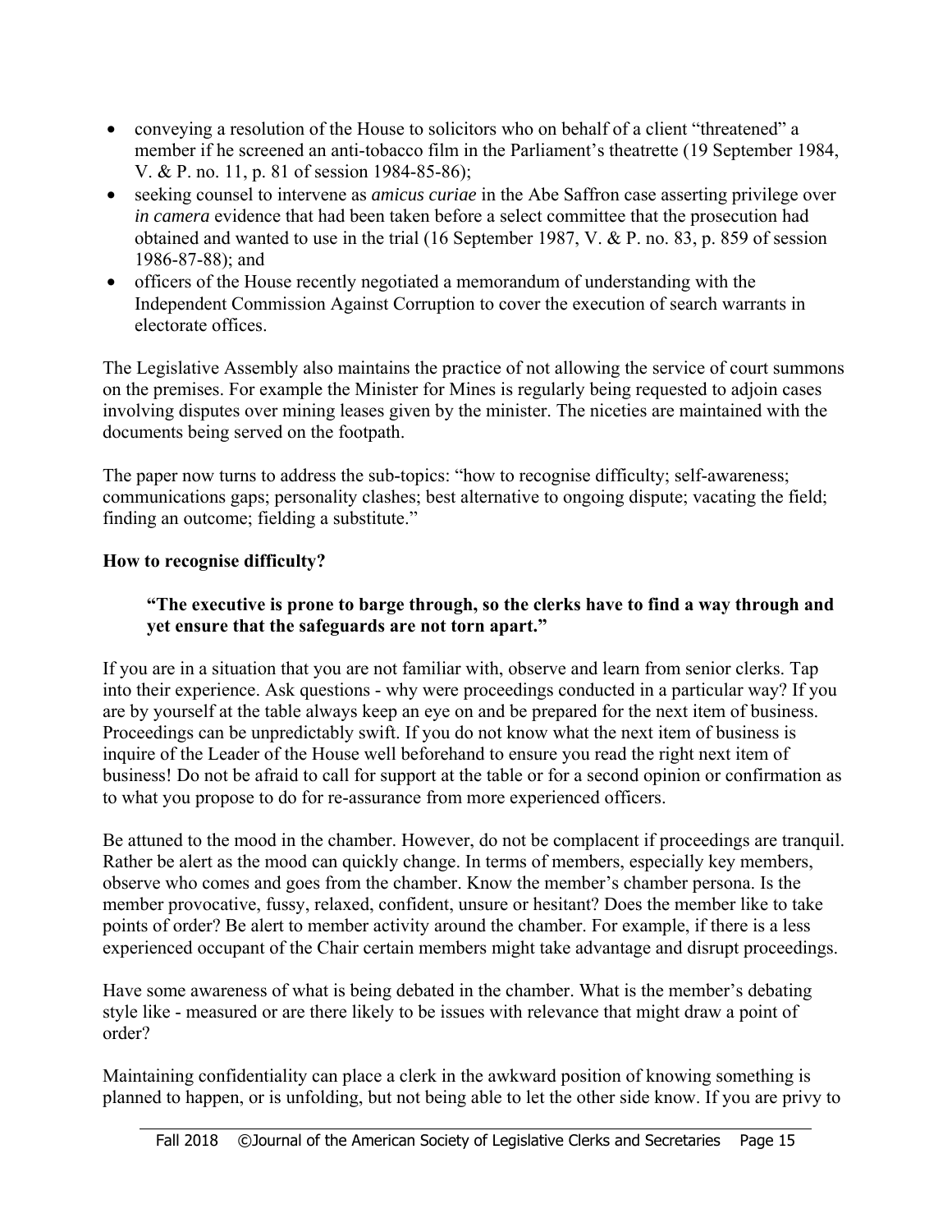- conveying a resolution of the House to solicitors who on behalf of a client "threatened" a member if he screened an anti-tobacco film in the Parliament's theatrette (19 September 1984, V. & P. no. 11, p. 81 of session 1984-85-86);
- seeking counsel to intervene as *amicus curiae* in the Abe Saffron case asserting privilege over *in camera* evidence that had been taken before a select committee that the prosecution had obtained and wanted to use in the trial (16 September 1987, V. & P. no. 83, p. 859 of session 1986-87-88); and
- officers of the House recently negotiated a memorandum of understanding with the Independent Commission Against Corruption to cover the execution of search warrants in electorate offices.

The Legislative Assembly also maintains the practice of not allowing the service of court summons on the premises. For example the Minister for Mines is regularly being requested to adjoin cases involving disputes over mining leases given by the minister. The niceties are maintained with the documents being served on the footpath.

The paper now turns to address the sub-topics: "how to recognise difficulty; self-awareness; communications gaps; personality clashes; best alternative to ongoing dispute; vacating the field; finding an outcome; fielding a substitute."

**How to recognise difficulty?**

> **"The executive is prone to barge through, so the clerks have to find a way through and yet ensure that the safeguards are not torn apart."**

If you are in a situation that you are not familiar with, observe and learn from senior clerks. Tap into their experience. Ask questions - why were proceedings conducted in a particular way? If you are by yourself at the table always keep an eye on and be prepared for the next item of business. Proceedings can be unpredictably swift. If you do not know what the next item of business is inquire of the Leader of the House well beforehand to ensure you read the right next item of business! Do not be afraid to call for support at the table or for a second opinion or confirmation as to what you propose to do for re-assurance from more experienced officers.

Be attuned to the mood in the chamber. However, do not be complacent if proceedings are tranquil. Rather be alert as the mood can quickly change. In terms of members, especially key members, observe who comes and goes from the chamber. Know the member's chamber persona. Is the member provocative, fussy, relaxed, confident, unsure or hesitant? Does the member like to take points of order? Be alert to member activity around the chamber. For example, if there is a less experienced occupant of the Chair certain members might take advantage and disrupt proceedings.

Have some awareness of what is being debated in the chamber. What is the member's debating style like - measured or are there likely to be issues with relevance that might draw a point of order?

Maintaining confidentiality can place a clerk in the awkward position of knowing something is planned to happen, or is unfolding, but not being able to let the other side know. If you are privy to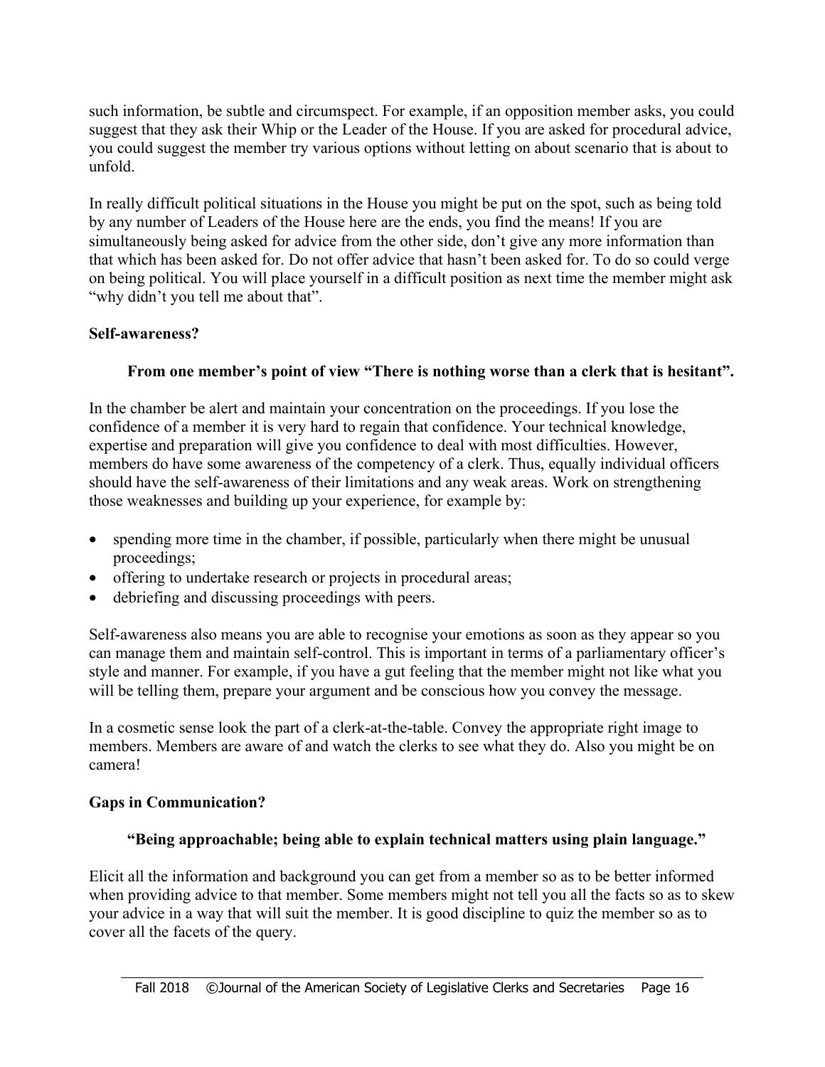such information, be subtle and circumspect. For example, if an opposition member asks, you could suggest that they ask their Whip or the Leader of the House. If you are asked for procedural advice, you could suggest the member try various options without letting on about scenario that is about to unfold.

In really difficult political situations in the House you might be put on the spot, such as being told by any number of Leaders of the House here are the ends, you find the means! If you are simultaneously being asked for advice from the other side, don't give any more information than that which has been asked for. Do not offer advice that hasn't been asked for. To do so could verge on being political. You will place yourself in a difficult position as next time the member might ask "why didn't you tell me about that".

**Self-awareness?**

**From one member's point of view "There is nothing worse than a clerk that is hesitant".**

In the chamber be alert and maintain your concentration on the proceedings. If you lose the confidence of a member it is very hard to regain that confidence. Your technical knowledge, expertise and preparation will give you confidence to deal with most difficulties. However, members do have some awareness of the competency of a clerk. Thus, equally individual officers should have the self-awareness of their limitations and any weak areas. Work on strengthening those weaknesses and building up your experience, for example by:

- spending more time in the chamber, if possible, particularly when there might be unusual proceedings;
- offering to undertake research or projects in procedural areas;
- debriefing and discussing proceedings with peers.

Self-awareness also means you are able to recognise your emotions as soon as they appear so you can manage them and maintain self-control. This is important in terms of a parliamentary officer's style and manner. For example, if you have a gut feeling that the member might not like what you will be telling them, prepare your argument and be conscious how you convey the message.

In a cosmetic sense look the part of a clerk-at-the-table. Convey the appropriate right image to members. Members are aware of and watch the clerks to see what they do. Also you might be on camera!

**Gaps in Communication?**

**"Being approachable; being able to explain technical matters using plain language."**

Elicit all the information and background you can get from a member so as to be better informed when providing advice to that member. Some members might not tell you all the facts so as to skew your advice in a way that will suit the member. It is good discipline to quiz the member so as to cover all the facets of the query.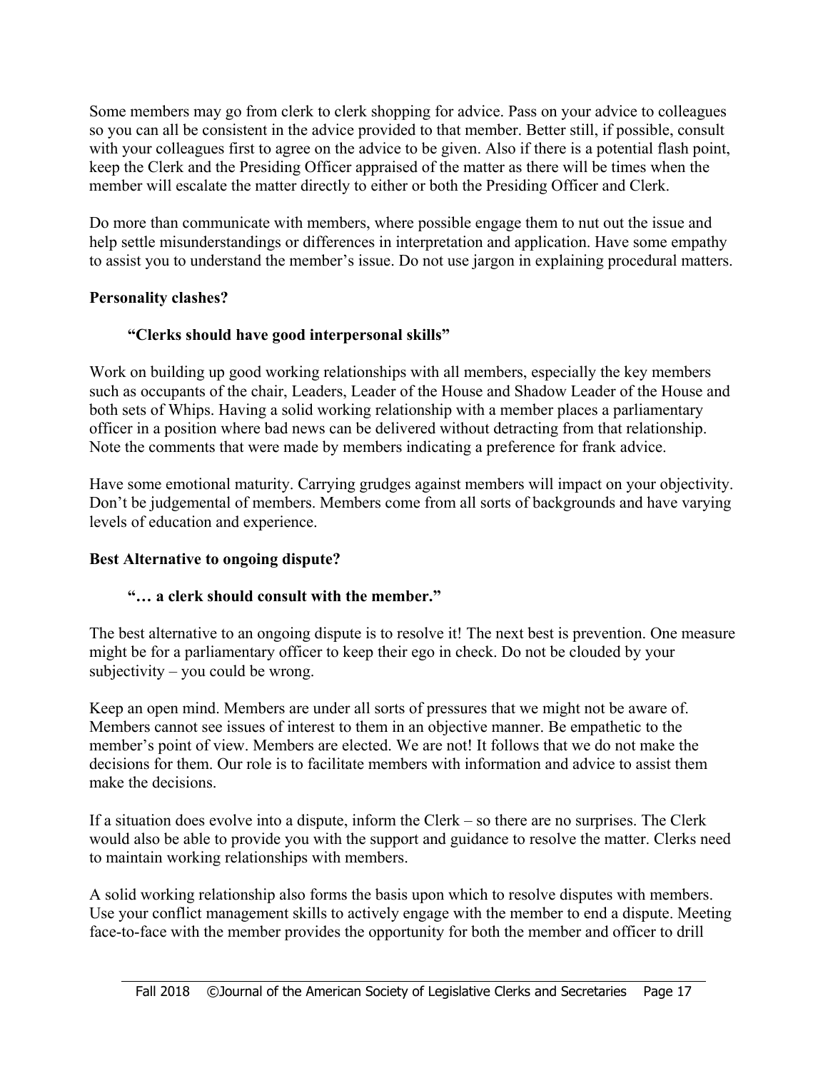Some members may go from clerk to clerk shopping for advice. Pass on your advice to colleagues so you can all be consistent in the advice provided to that member. Better still, if possible, consult with your colleagues first to agree on the advice to be given. Also if there is a potential flash point, keep the Clerk and the Presiding Officer appraised of the matter as there will be times when the member will escalate the matter directly to either or both the Presiding Officer and Clerk.

Do more than communicate with members, where possible engage them to nut out the issue and help settle misunderstandings or differences in interpretation and application. Have some empathy to assist you to understand the member's issue. Do not use jargon in explaining procedural matters.

**Personality clashes?**

> **"Clerks should have good interpersonal skills"**

Work on building up good working relationships with all members, especially the key members such as occupants of the chair, Leaders, Leader of the House and Shadow Leader of the House and both sets of Whips. Having a solid working relationship with a member places a parliamentary officer in a position where bad news can be delivered without detracting from that relationship. Note the comments that were made by members indicating a preference for frank advice.

Have some emotional maturity. Carrying grudges against members will impact on your objectivity. Don't be judgemental of members. Members come from all sorts of backgrounds and have varying levels of education and experience.

**Best Alternative to ongoing dispute?**

> **"… a clerk should consult with the member."**

The best alternative to an ongoing dispute is to resolve it! The next best is prevention. One measure might be for a parliamentary officer to keep their ego in check. Do not be clouded by your subjectivity – you could be wrong.

Keep an open mind. Members are under all sorts of pressures that we might not be aware of. Members cannot see issues of interest to them in an objective manner. Be empathetic to the member's point of view. Members are elected. We are not! It follows that we do not make the decisions for them. Our role is to facilitate members with information and advice to assist them make the decisions.

If a situation does evolve into a dispute, inform the Clerk – so there are no surprises. The Clerk would also be able to provide you with the support and guidance to resolve the matter. Clerks need to maintain working relationships with members.

A solid working relationship also forms the basis upon which to resolve disputes with members. Use your conflict management skills to actively engage with the member to end a dispute. Meeting face-to-face with the member provides the opportunity for both the member and officer to drill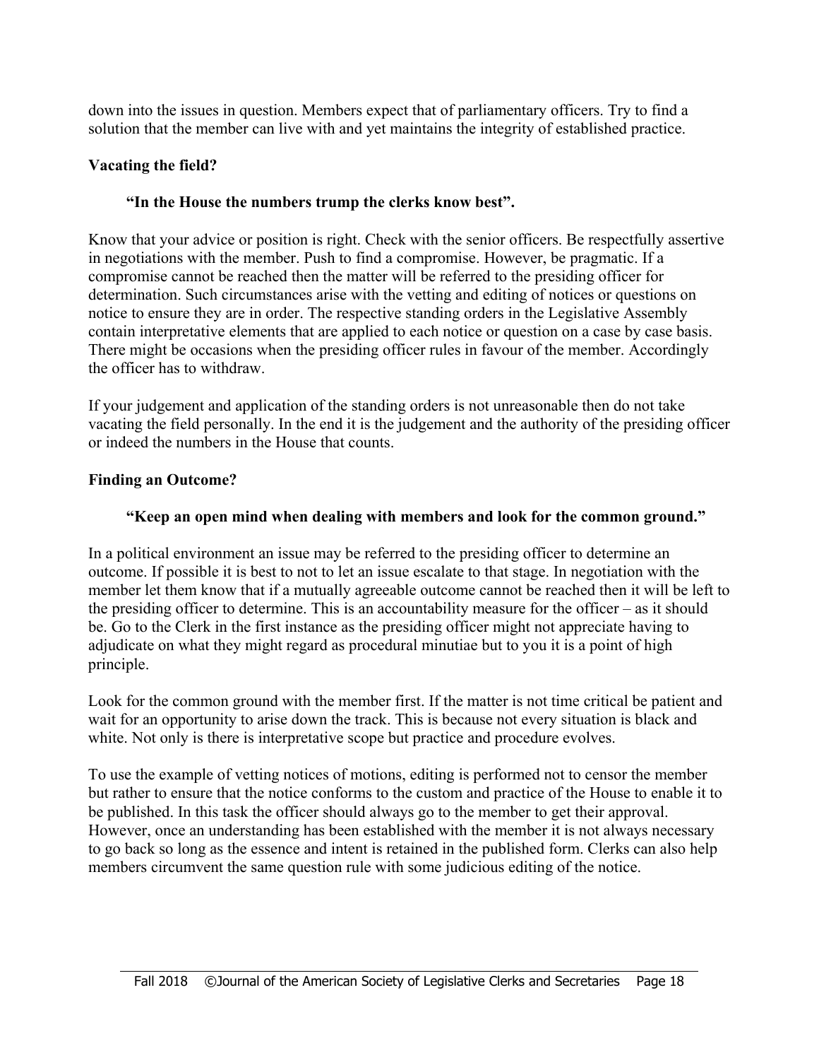down into the issues in question. Members expect that of parliamentary officers. Try to find a solution that the member can live with and yet maintains the integrity of established practice.

**Vacating the field?**

**"In the House the numbers trump the clerks know best".**

Know that your advice or position is right. Check with the senior officers. Be respectfully assertive in negotiations with the member. Push to find a compromise. However, be pragmatic. If a compromise cannot be reached then the matter will be referred to the presiding officer for determination. Such circumstances arise with the vetting and editing of notices or questions on notice to ensure they are in order. The respective standing orders in the Legislative Assembly contain interpretative elements that are applied to each notice or question on a case by case basis. There might be occasions when the presiding officer rules in favour of the member. Accordingly the officer has to withdraw.

If your judgement and application of the standing orders is not unreasonable then do not take vacating the field personally. In the end it is the judgement and the authority of the presiding officer or indeed the numbers in the House that counts.

**Finding an Outcome?**

**"Keep an open mind when dealing with members and look for the common ground."**

In a political environment an issue may be referred to the presiding officer to determine an outcome. If possible it is best to not to let an issue escalate to that stage. In negotiation with the member let them know that if a mutually agreeable outcome cannot be reached then it will be left to the presiding officer to determine. This is an accountability measure for the officer – as it should be. Go to the Clerk in the first instance as the presiding officer might not appreciate having to adjudicate on what they might regard as procedural minutiae but to you it is a point of high principle.

Look for the common ground with the member first. If the matter is not time critical be patient and wait for an opportunity to arise down the track. This is because not every situation is black and white. Not only is there is interpretative scope but practice and procedure evolves.

To use the example of vetting notices of motions, editing is performed not to censor the member but rather to ensure that the notice conforms to the custom and practice of the House to enable it to be published. In this task the officer should always go to the member to get their approval. However, once an understanding has been established with the member it is not always necessary to go back so long as the essence and intent is retained in the published form. Clerks can also help members circumvent the same question rule with some judicious editing of the notice.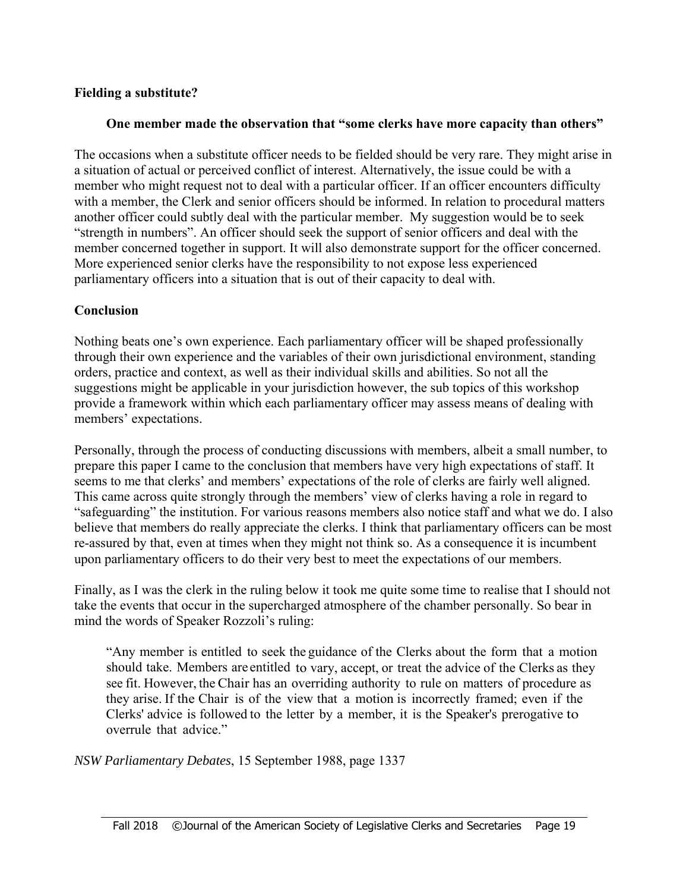**Fielding a substitute?**

> **One member made the observation that "some clerks have more capacity than others"**

The occasions when a substitute officer needs to be fielded should be very rare. They might arise in a situation of actual or perceived conflict of interest. Alternatively, the issue could be with a member who might request not to deal with a particular officer. If an officer encounters difficulty with a member, the Clerk and senior officers should be informed. In relation to procedural matters another officer could subtly deal with the particular member. My suggestion would be to seek "strength in numbers". An officer should seek the support of senior officers and deal with the member concerned together in support. It will also demonstrate support for the officer concerned. More experienced senior clerks have the responsibility to not expose less experienced parliamentary officers into a situation that is out of their capacity to deal with.

**Conclusion**

Nothing beats one's own experience. Each parliamentary officer will be shaped professionally through their own experience and the variables of their own jurisdictional environment, standing orders, practice and context, as well as their individual skills and abilities. So not all the suggestions might be applicable in your jurisdiction however, the sub topics of this workshop provide a framework within which each parliamentary officer may assess means of dealing with members' expectations.

Personally, through the process of conducting discussions with members, albeit a small number, to prepare this paper I came to the conclusion that members have very high expectations of staff. It seems to me that clerks' and members' expectations of the role of clerks are fairly well aligned. This came across quite strongly through the members' view of clerks having a role in regard to "safeguarding" the institution. For various reasons members also notice staff and what we do. I also believe that members do really appreciate the clerks. I think that parliamentary officers can be most re-assured by that, even at times when they might not think so. As a consequence it is incumbent upon parliamentary officers to do their very best to meet the expectations of our members.

Finally, as I was the clerk in the ruling below it took me quite some time to realise that I should not take the events that occur in the supercharged atmosphere of the chamber personally. So bear in mind the words of Speaker Rozzoli's ruling:

> "Any member is entitled to seek the guidance of the Clerks about the form that a motion should take. Members are entitled to vary, accept, or treat the advice of the Clerks as they see fit. However, the Chair has an overriding authority to rule on matters of procedure as they arise. If the Chair is of the view that a motion is incorrectly framed; even if the Clerks' advice is followed to the letter by a member, it is the Speaker's prerogative to overrule that advice."

*NSW Parliamentary Debates*, 15 September 1988, page 1337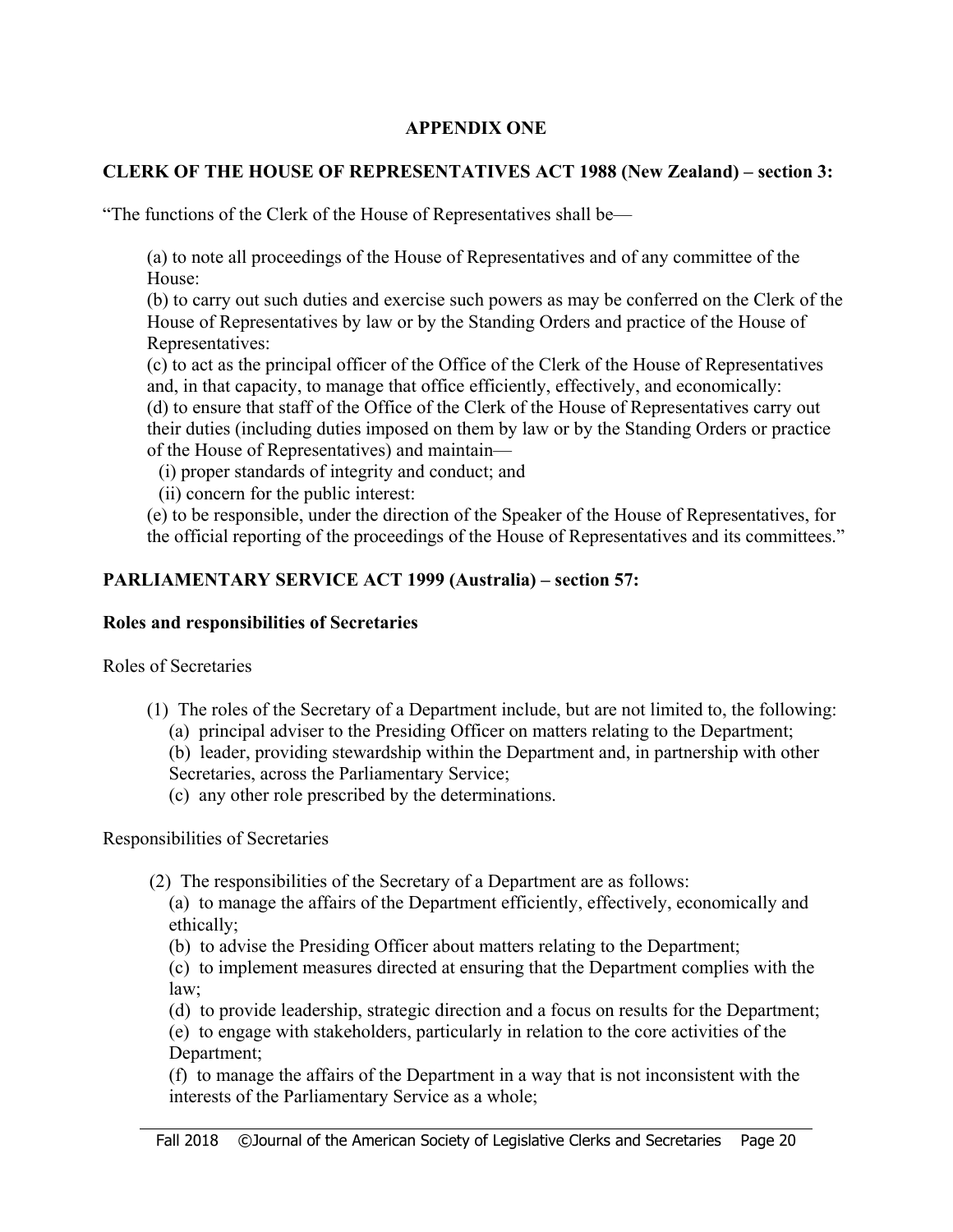## APPENDIX ONE

### CLERK OF THE HOUSE OF REPRESENTATIVES ACT 1988 (New Zealand) – section 3:

"The functions of the Clerk of the House of Representatives shall be—

(a) to note all proceedings of the House of Representatives and of any committee of the House:
(b) to carry out such duties and exercise such powers as may be conferred on the Clerk of the House of Representatives by law or by the Standing Orders and practice of the House of Representatives:
(c) to act as the principal officer of the Office of the Clerk of the House of Representatives and, in that capacity, to manage that office efficiently, effectively, and economically:
(d) to ensure that staff of the Office of the Clerk of the House of Representatives carry out their duties (including duties imposed on them by law or by the Standing Orders or practice of the House of Representatives) and maintain—
  (i) proper standards of integrity and conduct; and
  (ii) concern for the public interest:
(e) to be responsible, under the direction of the Speaker of the House of Representatives, for the official reporting of the proceedings of the House of Representatives and its committees."

### PARLIAMENTARY SERVICE ACT 1999 (Australia) – section 57:

**Roles and responsibilities of Secretaries**

Roles of Secretaries

(1) The roles of the Secretary of a Department include, but are not limited to, the following:
  (a) principal adviser to the Presiding Officer on matters relating to the Department;
  (b) leader, providing stewardship within the Department and, in partnership with other Secretaries, across the Parliamentary Service;
  (c) any other role prescribed by the determinations.

Responsibilities of Secretaries

(2) The responsibilities of the Secretary of a Department are as follows:
  (a) to manage the affairs of the Department efficiently, effectively, economically and ethically;
  (b) to advise the Presiding Officer about matters relating to the Department;
  (c) to implement measures directed at ensuring that the Department complies with the law;
  (d) to provide leadership, strategic direction and a focus on results for the Department;
  (e) to engage with stakeholders, particularly in relation to the core activities of the Department;
  (f) to manage the affairs of the Department in a way that is not inconsistent with the interests of the Parliamentary Service as a whole;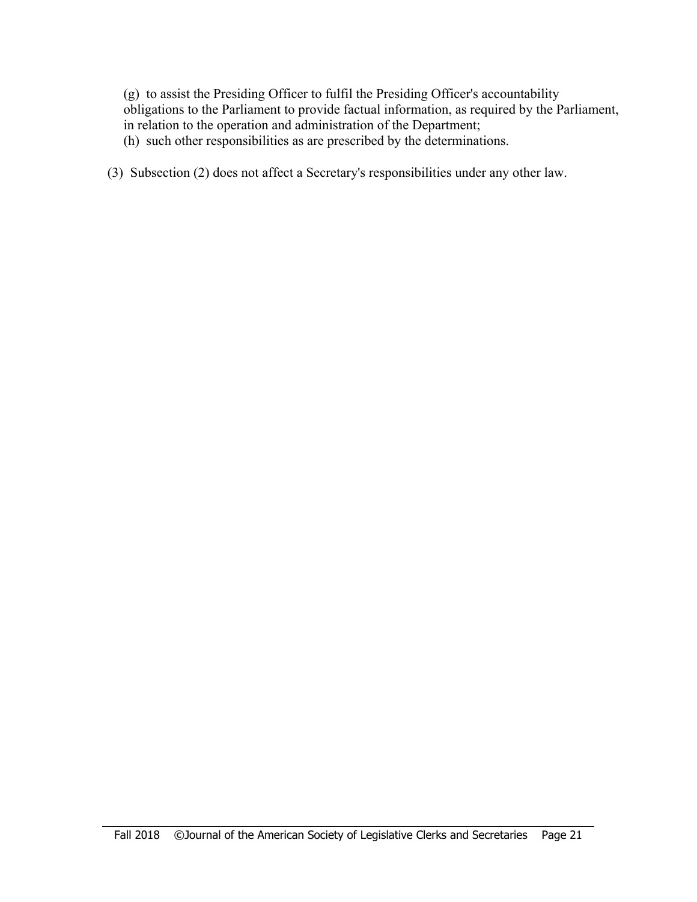(g) to assist the Presiding Officer to fulfil the Presiding Officer's accountability obligations to the Parliament to provide factual information, as required by the Parliament, in relation to the operation and administration of the Department;

(h) such other responsibilities as are prescribed by the determinations.

(3) Subsection (2) does not affect a Secretary's responsibilities under any other law.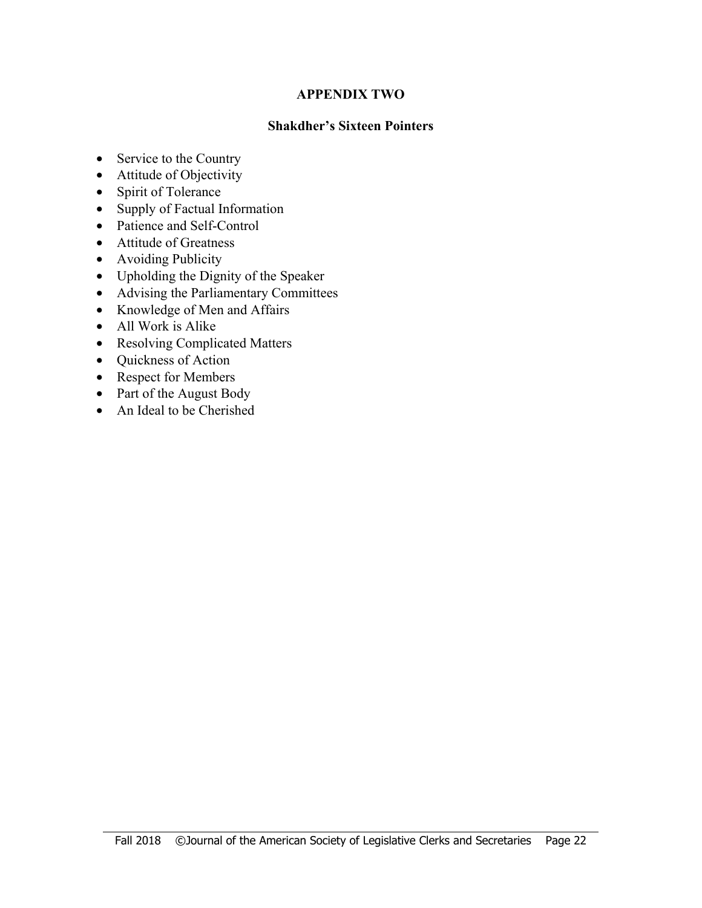## APPENDIX TWO

### Shakdher's Sixteen Pointers

- Service to the Country
- Attitude of Objectivity
- Spirit of Tolerance
- Supply of Factual Information
- Patience and Self-Control
- Attitude of Greatness
- Avoiding Publicity
- Upholding the Dignity of the Speaker
- Advising the Parliamentary Committees
- Knowledge of Men and Affairs
- All Work is Alike
- Resolving Complicated Matters
- Quickness of Action
- Respect for Members
- Part of the August Body
- An Ideal to be Cherished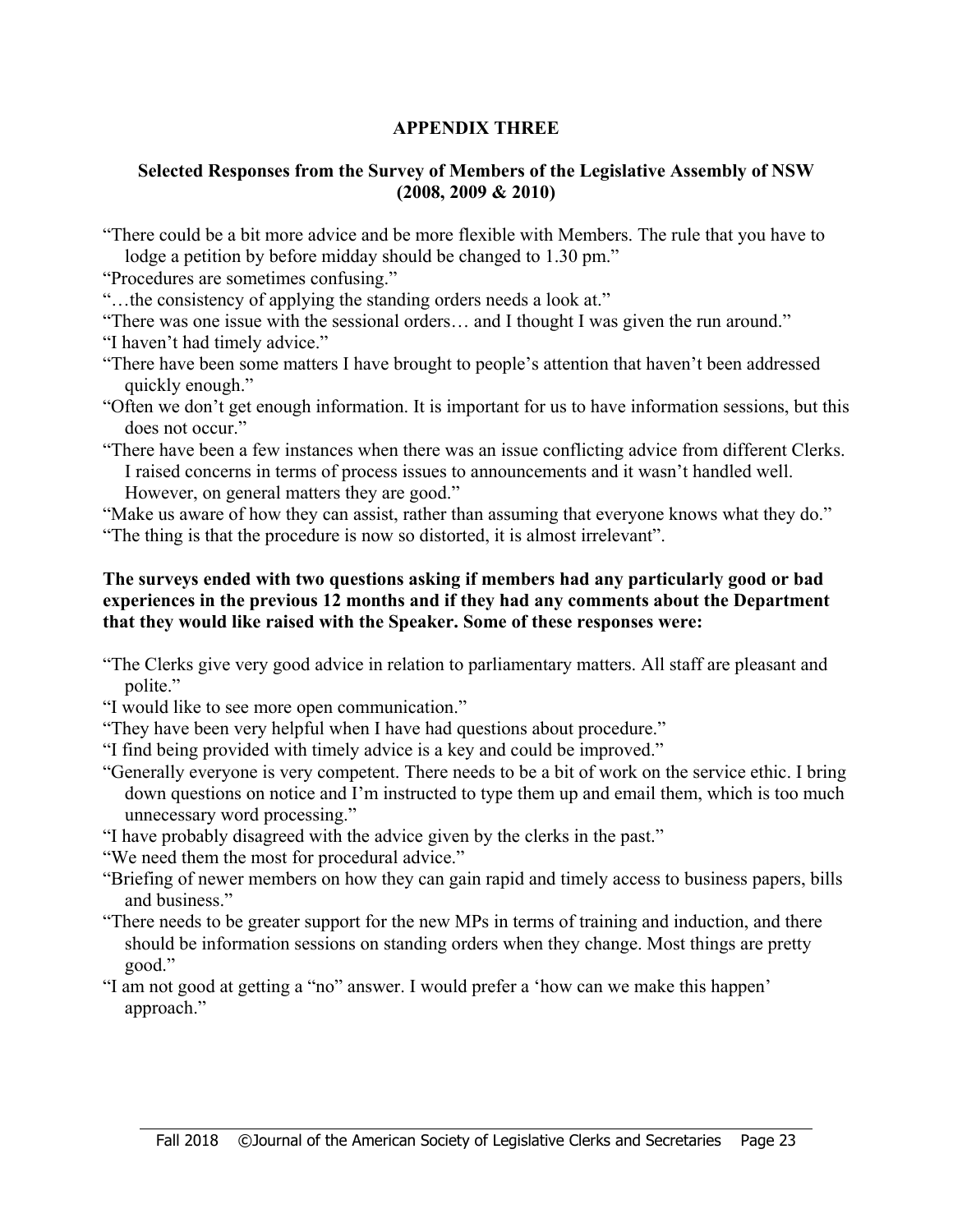## APPENDIX THREE

### Selected Responses from the Survey of Members of the Legislative Assembly of NSW (2008, 2009 & 2010)

"There could be a bit more advice and be more flexible with Members. The rule that you have to lodge a petition by before midday should be changed to 1.30 pm."

"Procedures are sometimes confusing."

"…the consistency of applying the standing orders needs a look at."

"There was one issue with the sessional orders… and I thought I was given the run around."

"I haven't had timely advice."

"There have been some matters I have brought to people's attention that haven't been addressed quickly enough."

"Often we don't get enough information. It is important for us to have information sessions, but this does not occur."

"There have been a few instances when there was an issue conflicting advice from different Clerks. I raised concerns in terms of process issues to announcements and it wasn't handled well. However, on general matters they are good."

"Make us aware of how they can assist, rather than assuming that everyone knows what they do."

"The thing is that the procedure is now so distorted, it is almost irrelevant".

**The surveys ended with two questions asking if members had any particularly good or bad experiences in the previous 12 months and if they had any comments about the Department that they would like raised with the Speaker. Some of these responses were:**

"The Clerks give very good advice in relation to parliamentary matters. All staff are pleasant and polite."

"I would like to see more open communication."

"They have been very helpful when I have had questions about procedure."

"I find being provided with timely advice is a key and could be improved."

"Generally everyone is very competent. There needs to be a bit of work on the service ethic. I bring down questions on notice and I'm instructed to type them up and email them, which is too much unnecessary word processing."

"I have probably disagreed with the advice given by the clerks in the past."

"We need them the most for procedural advice."

"Briefing of newer members on how they can gain rapid and timely access to business papers, bills and business."

"There needs to be greater support for the new MPs in terms of training and induction, and there should be information sessions on standing orders when they change. Most things are pretty good."

"I am not good at getting a "no" answer. I would prefer a 'how can we make this happen' approach."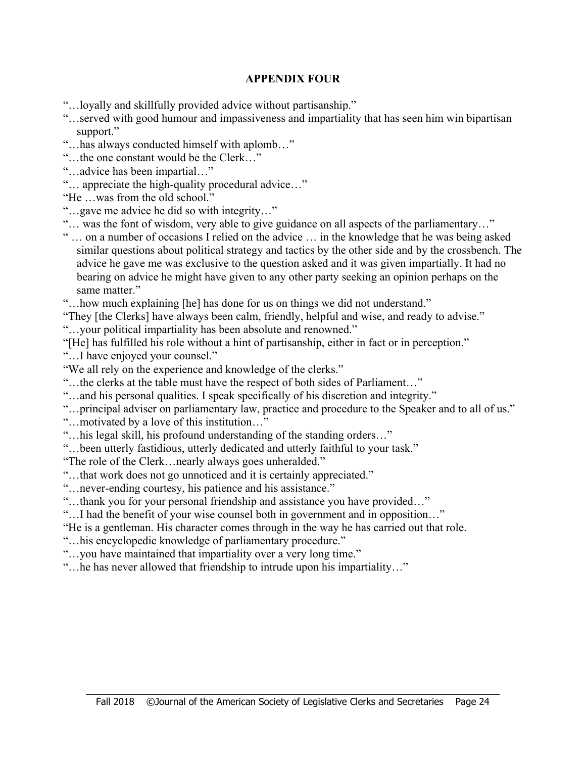## APPENDIX FOUR

"…loyally and skillfully provided advice without partisanship."

"…served with good humour and impassiveness and impartiality that has seen him win bipartisan support."

"…has always conducted himself with aplomb…"

"…the one constant would be the Clerk…"

"…advice has been impartial…"

"… appreciate the high-quality procedural advice…"

"He …was from the old school."

"…gave me advice he did so with integrity…"

"… was the font of wisdom, very able to give guidance on all aspects of the parliamentary…"

" … on a number of occasions I relied on the advice … in the knowledge that he was being asked similar questions about political strategy and tactics by the other side and by the crossbench. The advice he gave me was exclusive to the question asked and it was given impartially. It had no bearing on advice he might have given to any other party seeking an opinion perhaps on the same matter."

"…how much explaining [he] has done for us on things we did not understand."

"They [the Clerks] have always been calm, friendly, helpful and wise, and ready to advise."

"…your political impartiality has been absolute and renowned."

"[He] has fulfilled his role without a hint of partisanship, either in fact or in perception."

"…I have enjoyed your counsel."

"We all rely on the experience and knowledge of the clerks."

"…the clerks at the table must have the respect of both sides of Parliament…"

"…and his personal qualities. I speak specifically of his discretion and integrity."

"…principal adviser on parliamentary law, practice and procedure to the Speaker and to all of us."

"…motivated by a love of this institution…"

"…his legal skill, his profound understanding of the standing orders…"

"…been utterly fastidious, utterly dedicated and utterly faithful to your task."

"The role of the Clerk…nearly always goes unheralded."

"…that work does not go unnoticed and it is certainly appreciated."

"…never-ending courtesy, his patience and his assistance."

"…thank you for your personal friendship and assistance you have provided…"

"…I had the benefit of your wise counsel both in government and in opposition…"

"He is a gentleman. His character comes through in the way he has carried out that role.

"…his encyclopedic knowledge of parliamentary procedure."

"…you have maintained that impartiality over a very long time."

"…he has never allowed that friendship to intrude upon his impartiality…"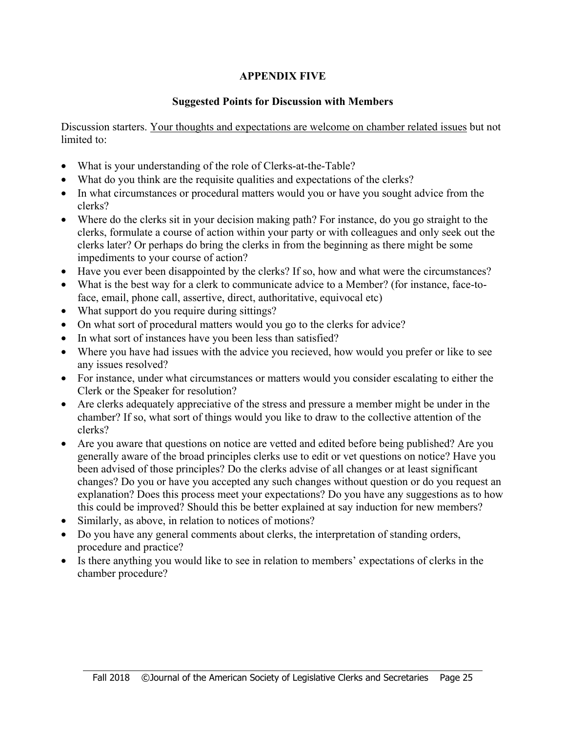## APPENDIX FIVE

### Suggested Points for Discussion with Members

Discussion starters. <u>Your thoughts and expectations are welcome on chamber related issues</u> but not limited to:

- What is your understanding of the role of Clerks-at-the-Table?
- What do you think are the requisite qualities and expectations of the clerks?
- In what circumstances or procedural matters would you or have you sought advice from the clerks?
- Where do the clerks sit in your decision making path? For instance, do you go straight to the clerks, formulate a course of action within your party or with colleagues and only seek out the clerks later? Or perhaps do bring the clerks in from the beginning as there might be some impediments to your course of action?
- Have you ever been disappointed by the clerks? If so, how and what were the circumstances?
- What is the best way for a clerk to communicate advice to a Member? (for instance, face-to-face, email, phone call, assertive, direct, authoritative, equivocal etc)
- What support do you require during sittings?
- On what sort of procedural matters would you go to the clerks for advice?
- In what sort of instances have you been less than satisfied?
- Where you have had issues with the advice you recieved, how would you prefer or like to see any issues resolved?
- For instance, under what circumstances or matters would you consider escalating to either the Clerk or the Speaker for resolution?
- Are clerks adequately appreciative of the stress and pressure a member might be under in the chamber? If so, what sort of things would you like to draw to the collective attention of the clerks?
- Are you aware that questions on notice are vetted and edited before being published? Are you generally aware of the broad principles clerks use to edit or vet questions on notice? Have you been advised of those principles? Do the clerks advise of all changes or at least significant changes? Do you or have you accepted any such changes without question or do you request an explanation? Does this process meet your expectations? Do you have any suggestions as to how this could be improved? Should this be better explained at say induction for new members?
- Similarly, as above, in relation to notices of motions?
- Do you have any general comments about clerks, the interpretation of standing orders, procedure and practice?
- Is there anything you would like to see in relation to members' expectations of clerks in the chamber procedure?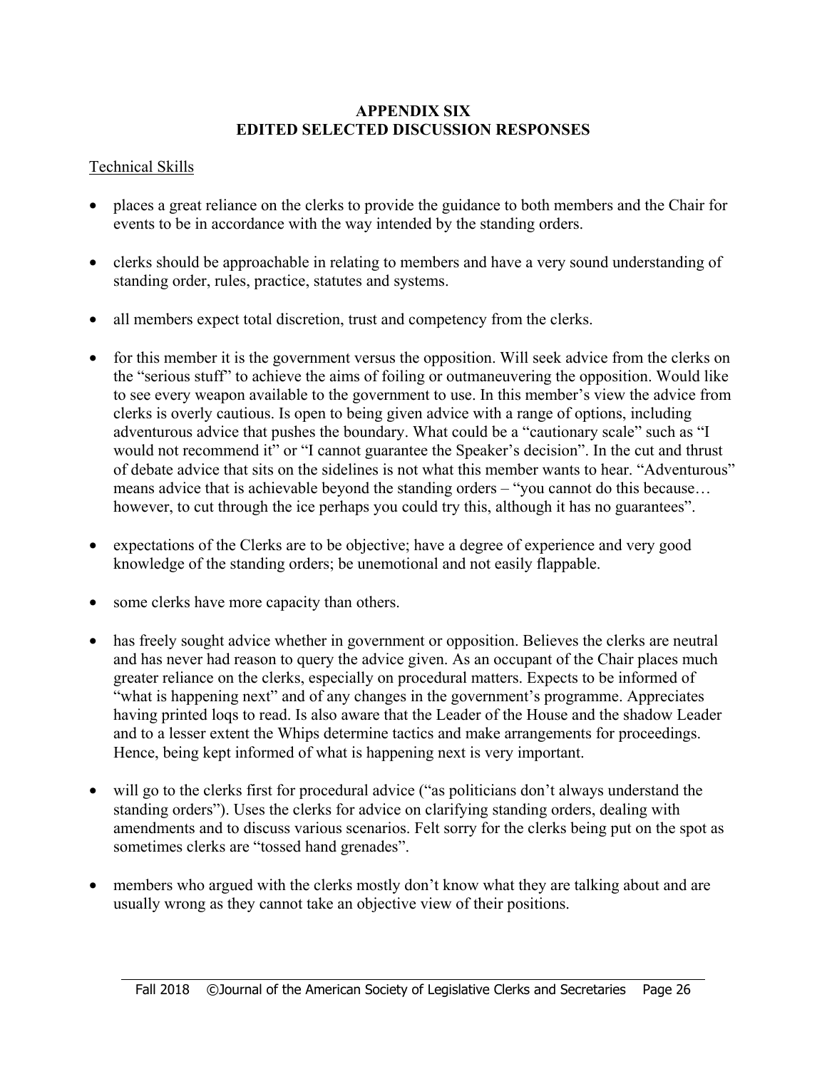## APPENDIX SIX
## EDITED SELECTED DISCUSSION RESPONSES

Technical Skills

- places a great reliance on the clerks to provide the guidance to both members and the Chair for events to be in accordance with the way intended by the standing orders.

- clerks should be approachable in relating to members and have a very sound understanding of standing order, rules, practice, statutes and systems.

- all members expect total discretion, trust and competency from the clerks.

- for this member it is the government versus the opposition. Will seek advice from the clerks on the "serious stuff" to achieve the aims of foiling or outmaneuvering the opposition. Would like to see every weapon available to the government to use. In this member's view the advice from clerks is overly cautious. Is open to being given advice with a range of options, including adventurous advice that pushes the boundary. What could be a "cautionary scale" such as "I would not recommend it" or "I cannot guarantee the Speaker's decision". In the cut and thrust of debate advice that sits on the sidelines is not what this member wants to hear. "Adventurous" means advice that is achievable beyond the standing orders – "you cannot do this because… however, to cut through the ice perhaps you could try this, although it has no guarantees".

- expectations of the Clerks are to be objective; have a degree of experience and very good knowledge of the standing orders; be unemotional and not easily flappable.

- some clerks have more capacity than others.

- has freely sought advice whether in government or opposition. Believes the clerks are neutral and has never had reason to query the advice given. As an occupant of the Chair places much greater reliance on the clerks, especially on procedural matters. Expects to be informed of "what is happening next" and of any changes in the government's programme. Appreciates having printed loqs to read. Is also aware that the Leader of the House and the shadow Leader and to a lesser extent the Whips determine tactics and make arrangements for proceedings. Hence, being kept informed of what is happening next is very important.

- will go to the clerks first for procedural advice ("as politicians don't always understand the standing orders"). Uses the clerks for advice on clarifying standing orders, dealing with amendments and to discuss various scenarios. Felt sorry for the clerks being put on the spot as sometimes clerks are "tossed hand grenades".

- members who argued with the clerks mostly don't know what they are talking about and are usually wrong as they cannot take an objective view of their positions.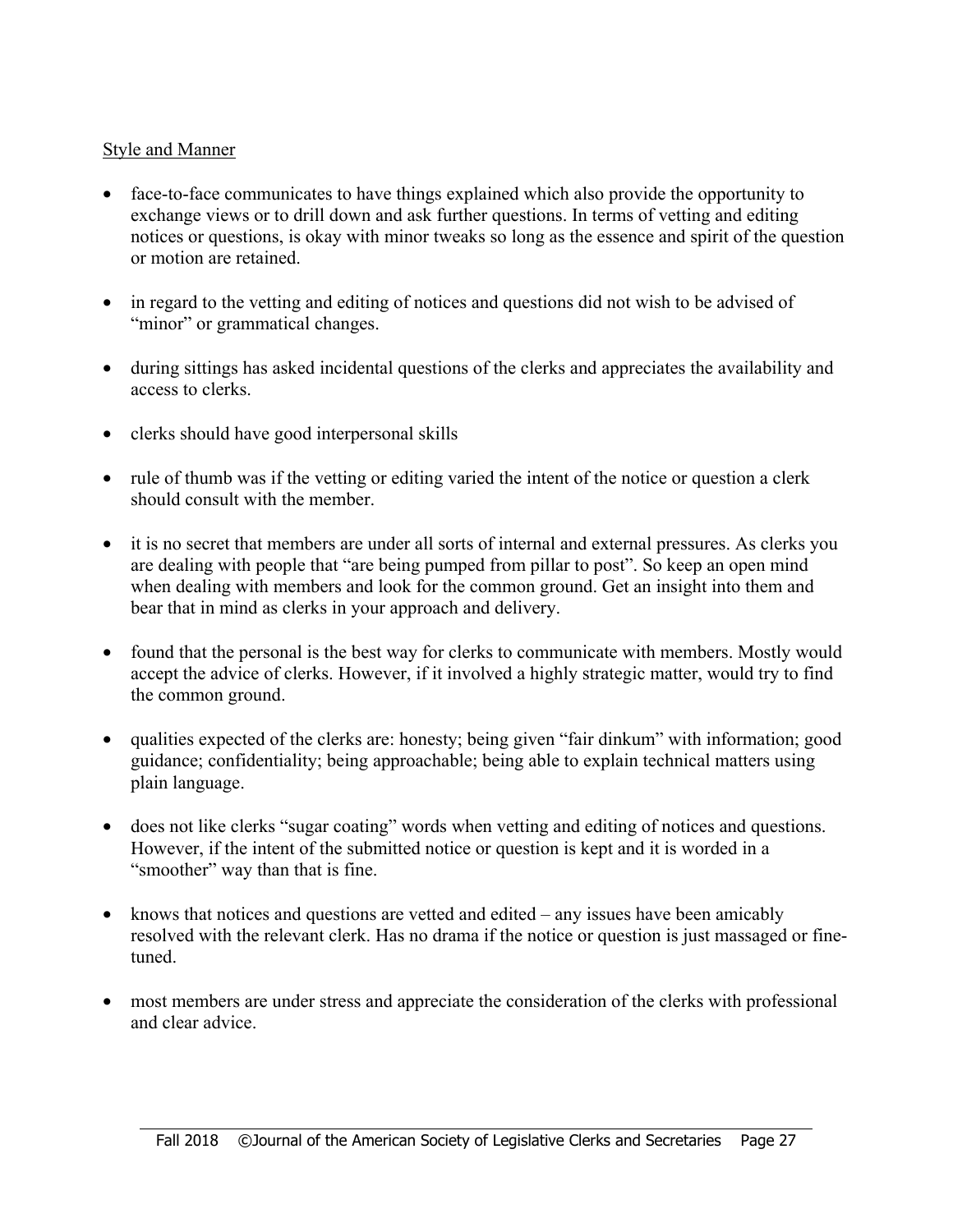Style and Manner

- face-to-face communicates to have things explained which also provide the opportunity to exchange views or to drill down and ask further questions. In terms of vetting and editing notices or questions, is okay with minor tweaks so long as the essence and spirit of the question or motion are retained.

- in regard to the vetting and editing of notices and questions did not wish to be advised of "minor" or grammatical changes.

- during sittings has asked incidental questions of the clerks and appreciates the availability and access to clerks.

- clerks should have good interpersonal skills

- rule of thumb was if the vetting or editing varied the intent of the notice or question a clerk should consult with the member.

- it is no secret that members are under all sorts of internal and external pressures. As clerks you are dealing with people that "are being pumped from pillar to post". So keep an open mind when dealing with members and look for the common ground. Get an insight into them and bear that in mind as clerks in your approach and delivery.

- found that the personal is the best way for clerks to communicate with members. Mostly would accept the advice of clerks. However, if it involved a highly strategic matter, would try to find the common ground.

- qualities expected of the clerks are: honesty; being given "fair dinkum" with information; good guidance; confidentiality; being approachable; being able to explain technical matters using plain language.

- does not like clerks "sugar coating" words when vetting and editing of notices and questions. However, if the intent of the submitted notice or question is kept and it is worded in a "smoother" way than that is fine.

- knows that notices and questions are vetted and edited – any issues have been amicably resolved with the relevant clerk. Has no drama if the notice or question is just massaged or fine-tuned.

- most members are under stress and appreciate the consideration of the clerks with professional and clear advice.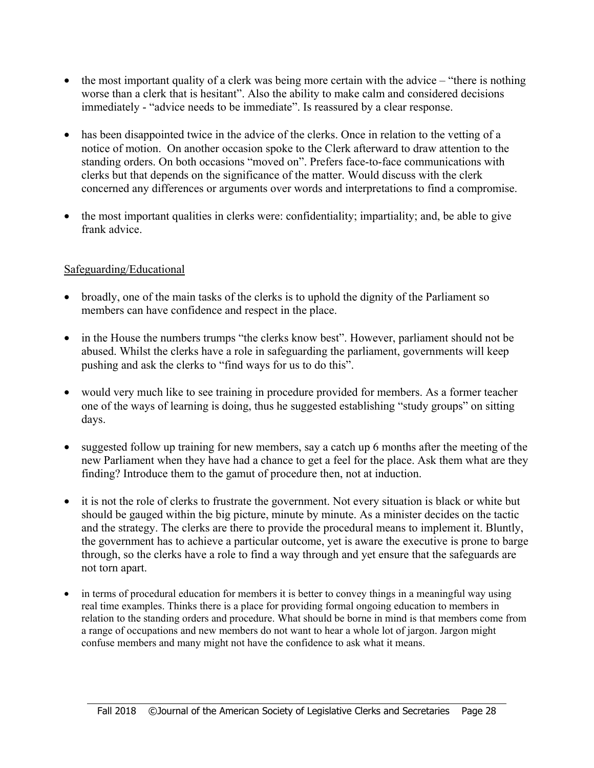- the most important quality of a clerk was being more certain with the advice – "there is nothing worse than a clerk that is hesitant". Also the ability to make calm and considered decisions immediately - "advice needs to be immediate". Is reassured by a clear response.

- has been disappointed twice in the advice of the clerks. Once in relation to the vetting of a notice of motion. On another occasion spoke to the Clerk afterward to draw attention to the standing orders. On both occasions "moved on". Prefers face-to-face communications with clerks but that depends on the significance of the matter. Would discuss with the clerk concerned any differences or arguments over words and interpretations to find a compromise.

- the most important qualities in clerks were: confidentiality; impartiality; and, be able to give frank advice.

Safeguarding/Educational

- broadly, one of the main tasks of the clerks is to uphold the dignity of the Parliament so members can have confidence and respect in the place.

- in the House the numbers trumps "the clerks know best". However, parliament should not be abused. Whilst the clerks have a role in safeguarding the parliament, governments will keep pushing and ask the clerks to "find ways for us to do this".

- would very much like to see training in procedure provided for members. As a former teacher one of the ways of learning is doing, thus he suggested establishing "study groups" on sitting days.

- suggested follow up training for new members, say a catch up 6 months after the meeting of the new Parliament when they have had a chance to get a feel for the place. Ask them what are they finding? Introduce them to the gamut of procedure then, not at induction.

- it is not the role of clerks to frustrate the government. Not every situation is black or white but should be gauged within the big picture, minute by minute. As a minister decides on the tactic and the strategy. The clerks are there to provide the procedural means to implement it. Bluntly, the government has to achieve a particular outcome, yet is aware the executive is prone to barge through, so the clerks have a role to find a way through and yet ensure that the safeguards are not torn apart.

- in terms of procedural education for members it is better to convey things in a meaningful way using real time examples. Thinks there is a place for providing formal ongoing education to members in relation to the standing orders and procedure. What should be borne in mind is that members come from a range of occupations and new members do not want to hear a whole lot of jargon. Jargon might confuse members and many might not have the confidence to ask what it means.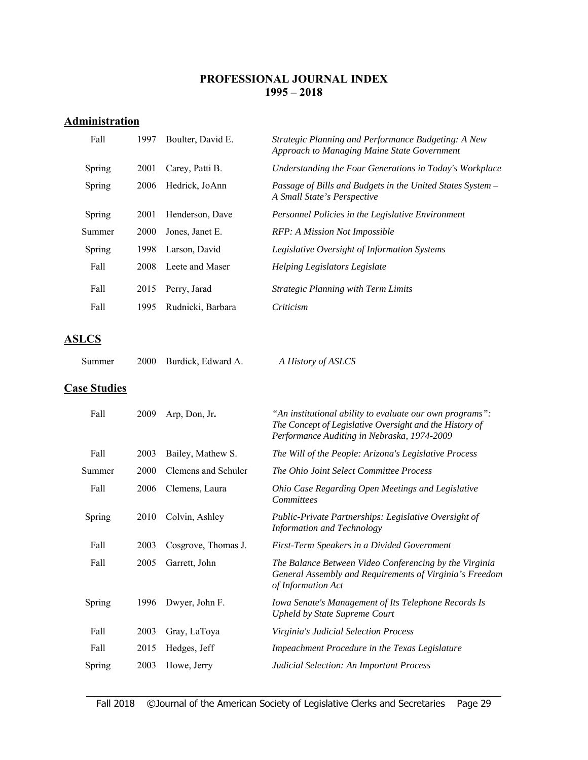# PROFESSIONAL JOURNAL INDEX
## 1995 – 2018

### Administration

| | | | |
|---|---|---|---|
| Fall | 1997 | Boulter, David E. | *Strategic Planning and Performance Budgeting: A New Approach to Managing Maine State Government* |
| Spring | 2001 | Carey, Patti B. | *Understanding the Four Generations in Today's Workplace* |
| Spring | 2006 | Hedrick, JoAnn | *Passage of Bills and Budgets in the United States System – A Small State's Perspective* |
| Spring | 2001 | Henderson, Dave | *Personnel Policies in the Legislative Environment* |
| Summer | 2000 | Jones, Janet E. | *RFP: A Mission Not Impossible* |
| Spring | 1998 | Larson, David | *Legislative Oversight of Information Systems* |
| Fall | 2008 | Leete and Maser | *Helping Legislators Legislate* |
| Fall | 2015 | Perry, Jarad | *Strategic Planning with Term Limits* |
| Fall | 1995 | Rudnicki, Barbara | *Criticism* |

### ASLCS

| | | | |
|---|---|---|---|
| Summer | 2000 | Burdick, Edward A. | *A History of ASLCS* |

### Case Studies

| | | | |
|---|---|---|---|
| Fall | 2009 | Arp, Don, Jr. | *"An institutional ability to evaluate our own programs": The Concept of Legislative Oversight and the History of Performance Auditing in Nebraska, 1974-2009* |
| Fall | 2003 | Bailey, Mathew S. | *The Will of the People: Arizona's Legislative Process* |
| Summer | 2000 | Clemens and Schuler | *The Ohio Joint Select Committee Process* |
| Fall | 2006 | Clemens, Laura | *Ohio Case Regarding Open Meetings and Legislative Committees* |
| Spring | 2010 | Colvin, Ashley | *Public-Private Partnerships: Legislative Oversight of Information and Technology* |
| Fall | 2003 | Cosgrove, Thomas J. | *First-Term Speakers in a Divided Government* |
| Fall | 2005 | Garrett, John | *The Balance Between Video Conferencing by the Virginia General Assembly and Requirements of Virginia's Freedom of Information Act* |
| Spring | 1996 | Dwyer, John F. | *Iowa Senate's Management of Its Telephone Records Is Upheld by State Supreme Court* |
| Fall | 2003 | Gray, LaToya | *Virginia's Judicial Selection Process* |
| Fall | 2015 | Hedges, Jeff | *Impeachment Procedure in the Texas Legislature* |
| Spring | 2003 | Howe, Jerry | *Judicial Selection: An Important Process* |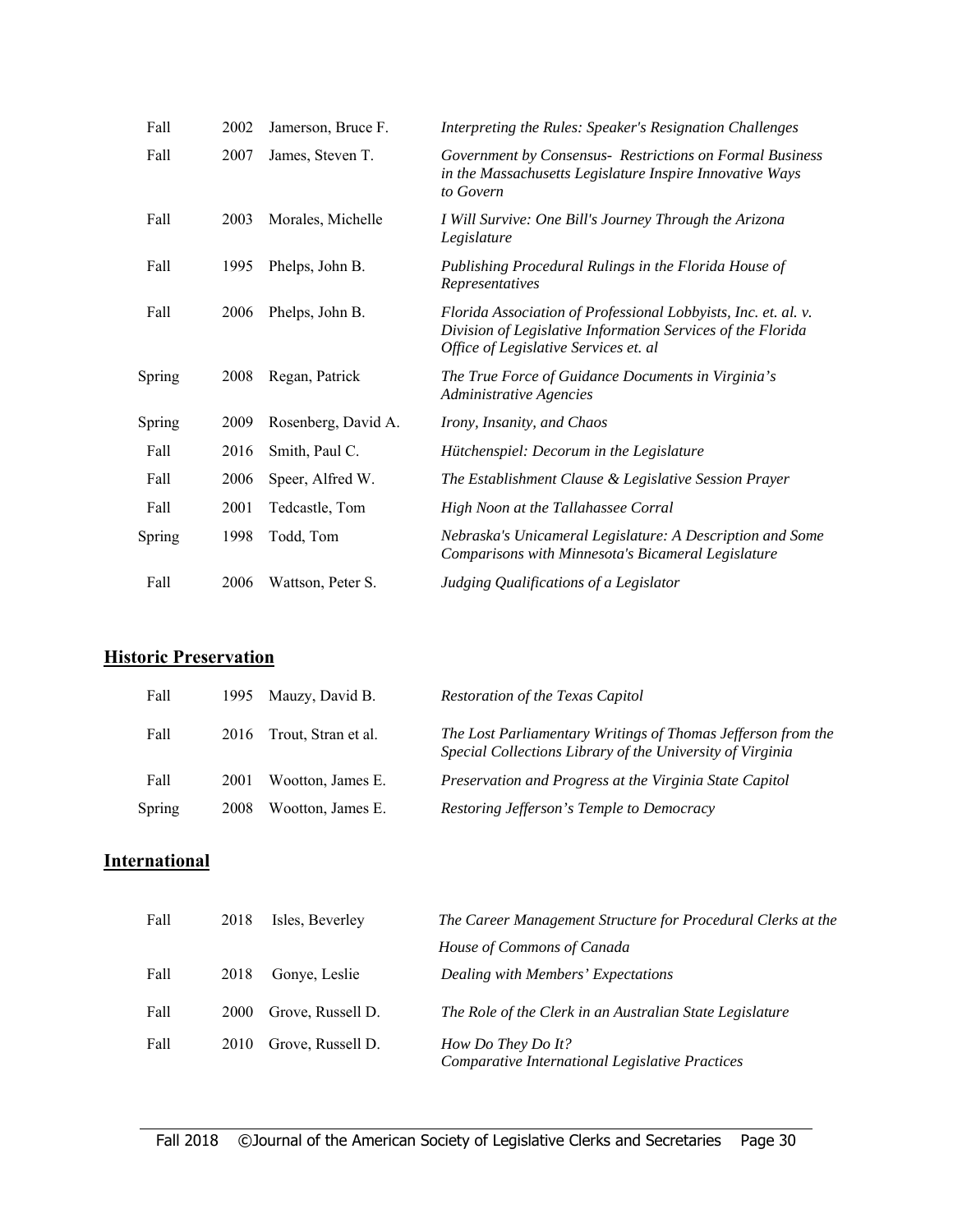| | | | |
|---|---|---|---|
| Fall | 2002 | Jamerson, Bruce F. | *Interpreting the Rules: Speaker's Resignation Challenges* |
| Fall | 2007 | James, Steven T. | *Government by Consensus- Restrictions on Formal Business in the Massachusetts Legislature Inspire Innovative Ways to Govern* |
| Fall | 2003 | Morales, Michelle | *I Will Survive: One Bill's Journey Through the Arizona Legislature* |
| Fall | 1995 | Phelps, John B. | *Publishing Procedural Rulings in the Florida House of Representatives* |
| Fall | 2006 | Phelps, John B. | *Florida Association of Professional Lobbyists, Inc. et. al. v. Division of Legislative Information Services of the Florida Office of Legislative Services et. al* |
| Spring | 2008 | Regan, Patrick | *The True Force of Guidance Documents in Virginia's Administrative Agencies* |
| Spring | 2009 | Rosenberg, David A. | *Irony, Insanity, and Chaos* |
| Fall | 2016 | Smith, Paul C. | *Hütchenspiel: Decorum in the Legislature* |
| Fall | 2006 | Speer, Alfred W. | *The Establishment Clause & Legislative Session Prayer* |
| Fall | 2001 | Tedcastle, Tom | *High Noon at the Tallahassee Corral* |
| Spring | 1998 | Todd, Tom | *Nebraska's Unicameral Legislature: A Description and Some Comparisons with Minnesota's Bicameral Legislature* |
| Fall | 2006 | Wattson, Peter S. | *Judging Qualifications of a Legislator* |

## Historic Preservation

| | | | |
|---|---|---|---|
| Fall | 1995 | Mauzy, David B. | *Restoration of the Texas Capitol* |
| Fall | 2016 | Trout, Stran et al. | *The Lost Parliamentary Writings of Thomas Jefferson from the Special Collections Library of the University of Virginia* |
| Fall | 2001 | Wootton, James E. | *Preservation and Progress at the Virginia State Capitol* |
| Spring | 2008 | Wootton, James E. | *Restoring Jefferson's Temple to Democracy* |

## International

| | | | |
|---|---|---|---|
| Fall | 2018 | Isles, Beverley | *The Career Management Structure for Procedural Clerks at the House of Commons of Canada* |
| Fall | 2018 | Gonye, Leslie | *Dealing with Members' Expectations* |
| Fall | 2000 | Grove, Russell D. | *The Role of the Clerk in an Australian State Legislature* |
| Fall | 2010 | Grove, Russell D. | *How Do They Do It? Comparative International Legislative Practices* |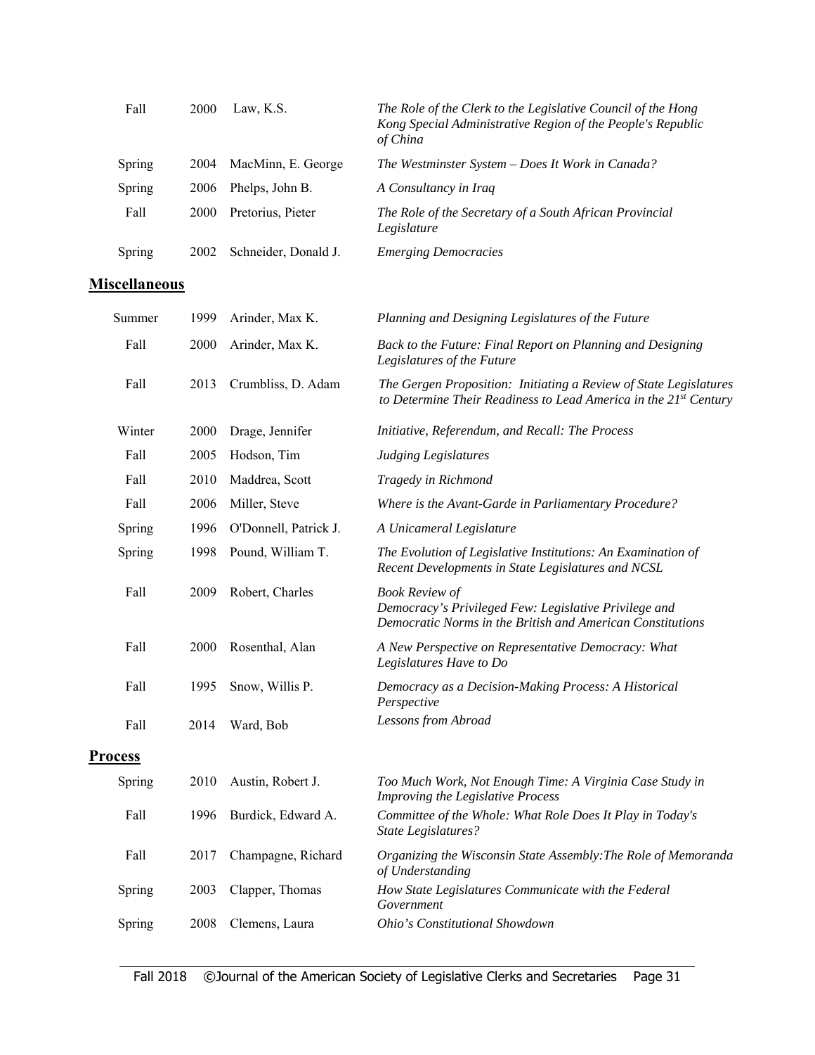| | | | |
|---|---|---|---|
| Fall | 2000 | Law, K.S. | *The Role of the Clerk to the Legislative Council of the Hong Kong Special Administrative Region of the People's Republic of China* |
| Spring | 2004 | MacMinn, E. George | *The Westminster System – Does It Work in Canada?* |
| Spring | 2006 | Phelps, John B. | *A Consultancy in Iraq* |
| Fall | 2000 | Pretorius, Pieter | *The Role of the Secretary of a South African Provincial Legislature* |
| Spring | 2002 | Schneider, Donald J. | *Emerging Democracies* |

## Miscellaneous

| | | | |
|---|---|---|---|
| Summer | 1999 | Arinder, Max K. | *Planning and Designing Legislatures of the Future* |
| Fall | 2000 | Arinder, Max K. | *Back to the Future: Final Report on Planning and Designing Legislatures of the Future* |
| Fall | 2013 | Crumbliss, D. Adam | *The Gergen Proposition: Initiating a Review of State Legislatures to Determine Their Readiness to Lead America in the 21st Century* |
| Winter | 2000 | Drage, Jennifer | *Initiative, Referendum, and Recall: The Process* |
| Fall | 2005 | Hodson, Tim | *Judging Legislatures* |
| Fall | 2010 | Maddrea, Scott | *Tragedy in Richmond* |
| Fall | 2006 | Miller, Steve | *Where is the Avant-Garde in Parliamentary Procedure?* |
| Spring | 1996 | O'Donnell, Patrick J. | *A Unicameral Legislature* |
| Spring | 1998 | Pound, William T. | *The Evolution of Legislative Institutions: An Examination of Recent Developments in State Legislatures and NCSL* |
| Fall | 2009 | Robert, Charles | *Book Review of Democracy's Privileged Few: Legislative Privilege and Democratic Norms in the British and American Constitutions* |
| Fall | 2000 | Rosenthal, Alan | *A New Perspective on Representative Democracy: What Legislatures Have to Do* |
| Fall | 1995 | Snow, Willis P. | *Democracy as a Decision-Making Process: A Historical Perspective* |
| Fall | 2014 | Ward, Bob | *Lessons from Abroad* |

## Process

| | | | |
|---|---|---|---|
| Spring | 2010 | Austin, Robert J. | *Too Much Work, Not Enough Time: A Virginia Case Study in Improving the Legislative Process* |
| Fall | 1996 | Burdick, Edward A. | *Committee of the Whole: What Role Does It Play in Today's State Legislatures?* |
| Fall | 2017 | Champagne, Richard | *Organizing the Wisconsin State Assembly:The Role of Memoranda of Understanding* |
| Spring | 2003 | Clapper, Thomas | *How State Legislatures Communicate with the Federal Government* |
| Spring | 2008 | Clemens, Laura | *Ohio's Constitutional Showdown* |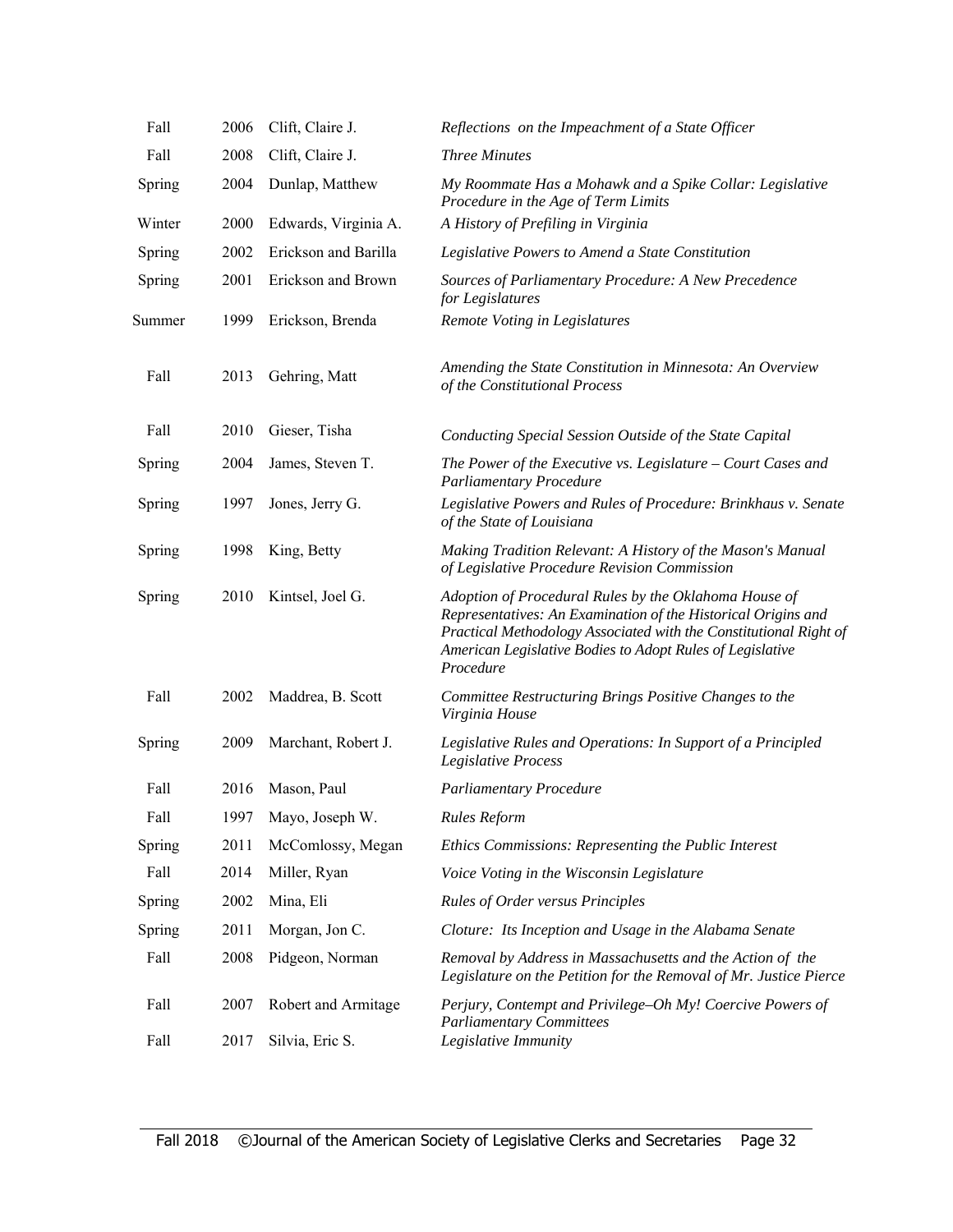| | | | |
|---|---|---|---|
| Fall | 2006 | Clift, Claire J. | *Reflections on the Impeachment of a State Officer* |
| Fall | 2008 | Clift, Claire J. | *Three Minutes* |
| Spring | 2004 | Dunlap, Matthew | *My Roommate Has a Mohawk and a Spike Collar: Legislative Procedure in the Age of Term Limits* |
| Winter | 2000 | Edwards, Virginia A. | *A History of Prefiling in Virginia* |
| Spring | 2002 | Erickson and Barilla | *Legislative Powers to Amend a State Constitution* |
| Spring | 2001 | Erickson and Brown | *Sources of Parliamentary Procedure: A New Precedence for Legislatures* |
| Summer | 1999 | Erickson, Brenda | *Remote Voting in Legislatures* |
| Fall | 2013 | Gehring, Matt | *Amending the State Constitution in Minnesota: An Overview of the Constitutional Process* |
| Fall | 2010 | Gieser, Tisha | *Conducting Special Session Outside of the State Capital* |
| Spring | 2004 | James, Steven T. | *The Power of the Executive vs. Legislature – Court Cases and Parliamentary Procedure* |
| Spring | 1997 | Jones, Jerry G. | *Legislative Powers and Rules of Procedure: Brinkhaus v. Senate of the State of Louisiana* |
| Spring | 1998 | King, Betty | *Making Tradition Relevant: A History of the Mason's Manual of Legislative Procedure Revision Commission* |
| Spring | 2010 | Kintsel, Joel G. | *Adoption of Procedural Rules by the Oklahoma House of Representatives: An Examination of the Historical Origins and Practical Methodology Associated with the Constitutional Right of American Legislative Bodies to Adopt Rules of Legislative Procedure* |
| Fall | 2002 | Maddrea, B. Scott | *Committee Restructuring Brings Positive Changes to the Virginia House* |
| Spring | 2009 | Marchant, Robert J. | *Legislative Rules and Operations: In Support of a Principled Legislative Process* |
| Fall | 2016 | Mason, Paul | *Parliamentary Procedure* |
| Fall | 1997 | Mayo, Joseph W. | *Rules Reform* |
| Spring | 2011 | McComlossy, Megan | *Ethics Commissions: Representing the Public Interest* |
| Fall | 2014 | Miller, Ryan | *Voice Voting in the Wisconsin Legislature* |
| Spring | 2002 | Mina, Eli | *Rules of Order versus Principles* |
| Spring | 2011 | Morgan, Jon C. | *Cloture: Its Inception and Usage in the Alabama Senate* |
| Fall | 2008 | Pidgeon, Norman | *Removal by Address in Massachusetts and the Action of the Legislature on the Petition for the Removal of Mr. Justice Pierce* |
| Fall | 2007 | Robert and Armitage | *Perjury, Contempt and Privilege–Oh My! Coercive Powers of Parliamentary Committees* |
| Fall | 2017 | Silvia, Eric S. | *Legislative Immunity* |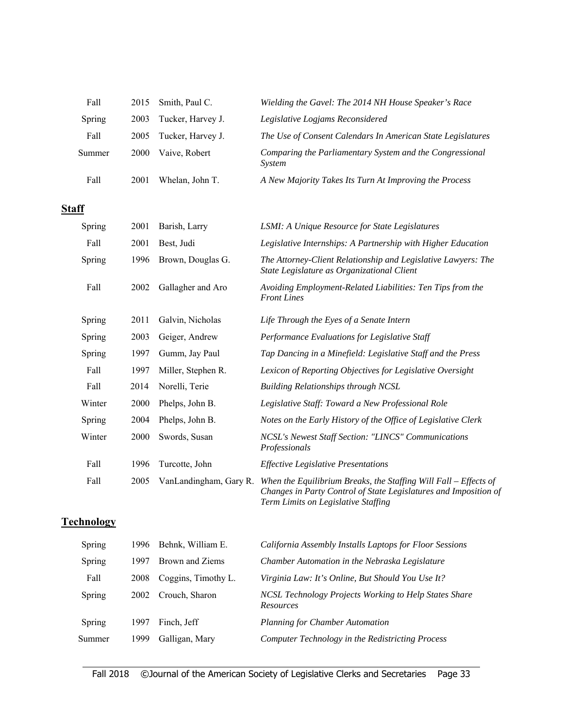| | | | |
|---|---|---|---|
| Fall | 2015 | Smith, Paul C. | *Wielding the Gavel: The 2014 NH House Speaker's Race* |
| Spring | 2003 | Tucker, Harvey J. | *Legislative Logjams Reconsidered* |
| Fall | 2005 | Tucker, Harvey J. | *The Use of Consent Calendars In American State Legislatures* |
| Summer | 2000 | Vaive, Robert | *Comparing the Parliamentary System and the Congressional System* |
| Fall | 2001 | Whelan, John T. | *A New Majority Takes Its Turn At Improving the Process* |

## Staff

| | | | |
|---|---|---|---|
| Spring | 2001 | Barish, Larry | *LSMI: A Unique Resource for State Legislatures* |
| Fall | 2001 | Best, Judi | *Legislative Internships: A Partnership with Higher Education* |
| Spring | 1996 | Brown, Douglas G. | *The Attorney-Client Relationship and Legislative Lawyers: The State Legislature as Organizational Client* |
| Fall | 2002 | Gallagher and Aro | *Avoiding Employment-Related Liabilities: Ten Tips from the Front Lines* |
| Spring | 2011 | Galvin, Nicholas | *Life Through the Eyes of a Senate Intern* |
| Spring | 2003 | Geiger, Andrew | *Performance Evaluations for Legislative Staff* |
| Spring | 1997 | Gumm, Jay Paul | *Tap Dancing in a Minefield: Legislative Staff and the Press* |
| Fall | 1997 | Miller, Stephen R. | *Lexicon of Reporting Objectives for Legislative Oversight* |
| Fall | 2014 | Norelli, Terie | *Building Relationships through NCSL* |
| Winter | 2000 | Phelps, John B. | *Legislative Staff: Toward a New Professional Role* |
| Spring | 2004 | Phelps, John B. | *Notes on the Early History of the Office of Legislative Clerk* |
| Winter | 2000 | Swords, Susan | *NCSL's Newest Staff Section: "LINCS" Communications Professionals* |
| Fall | 1996 | Turcotte, John | *Effective Legislative Presentations* |
| Fall | 2005 | VanLandingham, Gary R. | *When the Equilibrium Breaks, the Staffing Will Fall – Effects of Changes in Party Control of State Legislatures and Imposition of Term Limits on Legislative Staffing* |

## Technology

| | | | |
|---|---|---|---|
| Spring | 1996 | Behnk, William E. | *California Assembly Installs Laptops for Floor Sessions* |
| Spring | 1997 | Brown and Ziems | *Chamber Automation in the Nebraska Legislature* |
| Fall | 2008 | Coggins, Timothy L. | *Virginia Law: It's Online, But Should You Use It?* |
| Spring | 2002 | Crouch, Sharon | *NCSL Technology Projects Working to Help States Share Resources* |
| Spring | 1997 | Finch, Jeff | *Planning for Chamber Automation* |
| Summer | 1999 | Galligan, Mary | *Computer Technology in the Redistricting Process* |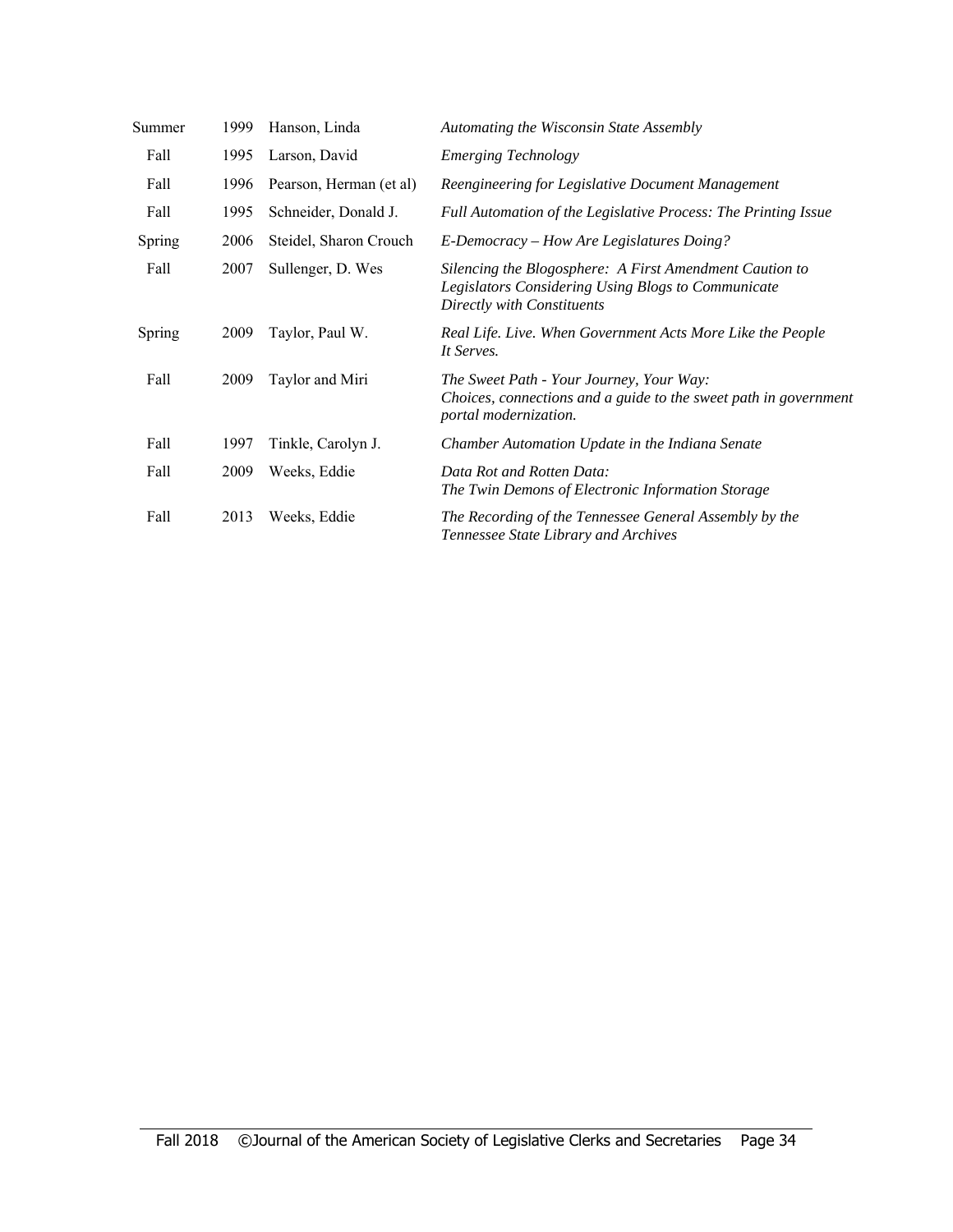| | | | |
|---|---|---|---|
| Summer | 1999 | Hanson, Linda | *Automating the Wisconsin State Assembly* |
| Fall | 1995 | Larson, David | *Emerging Technology* |
| Fall | 1996 | Pearson, Herman (et al) | *Reengineering for Legislative Document Management* |
| Fall | 1995 | Schneider, Donald J. | *Full Automation of the Legislative Process: The Printing Issue* |
| Spring | 2006 | Steidel, Sharon Crouch | *E-Democracy – How Are Legislatures Doing?* |
| Fall | 2007 | Sullenger, D. Wes | *Silencing the Blogosphere: A First Amendment Caution to Legislators Considering Using Blogs to Communicate Directly with Constituents* |
| Spring | 2009 | Taylor, Paul W. | *Real Life. Live. When Government Acts More Like the People It Serves.* |
| Fall | 2009 | Taylor and Miri | *The Sweet Path - Your Journey, Your Way: Choices, connections and a guide to the sweet path in government portal modernization.* |
| Fall | 1997 | Tinkle, Carolyn J. | *Chamber Automation Update in the Indiana Senate* |
| Fall | 2009 | Weeks, Eddie | *Data Rot and Rotten Data: The Twin Demons of Electronic Information Storage* |
| Fall | 2013 | Weeks, Eddie | *The Recording of the Tennessee General Assembly by the Tennessee State Library and Archives* |